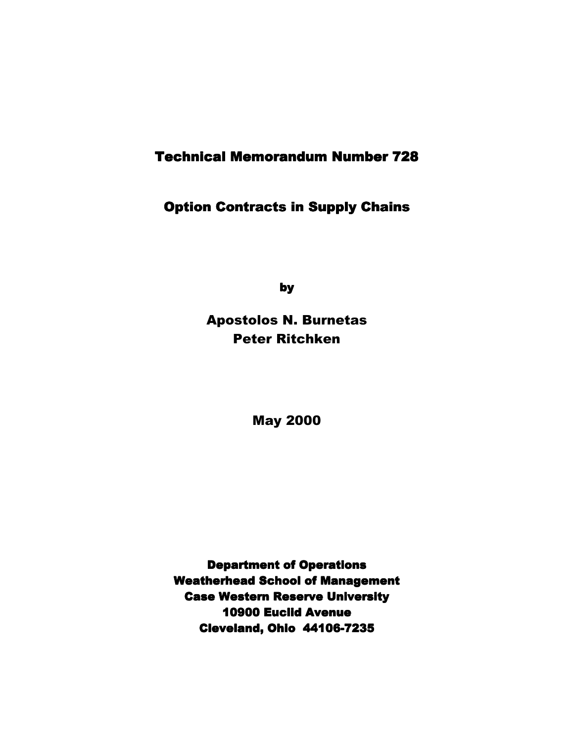# Technical Memorandum Number 728

# Option Contracts in Supply Chains

by

**Apostolos N. Burnetas**
**Peter Ritchken**

**May 2000**

**Department of Operations**
**Weatherhead School of Management**
**Case Western Reserve University**
**10900 Euclid Avenue**
**Cleveland, Ohio 44106-7235**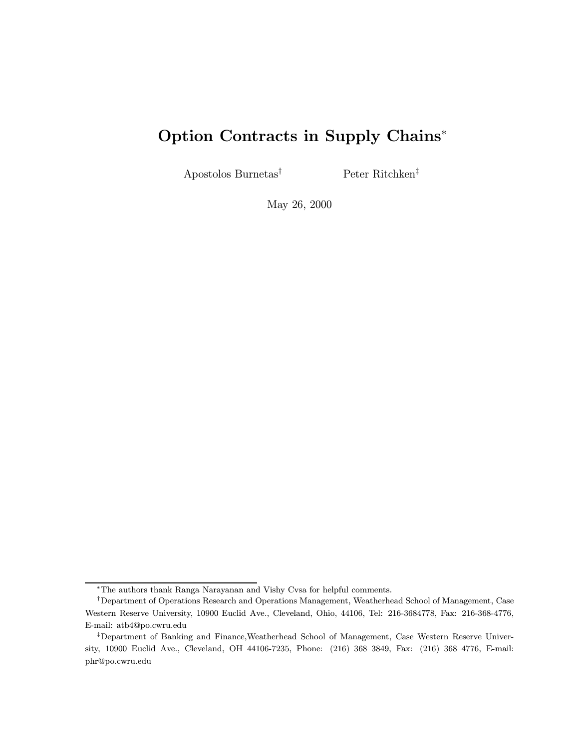# Option Contracts in Supply Chains*

Apostolos Burnetas† Peter Ritchken‡

May 26, 2000

*The authors thank Ranga Narayanan and Vishy Cvsa for helpful comments.

†Department of Operations Research and Operations Management, Weatherhead School of Management, Case Western Reserve University, 10900 Euclid Ave., Cleveland, Ohio, 44106, Tel: 216-3684778, Fax: 216-368-4776, E-mail: atb4@po.cwru.edu

‡Department of Banking and Finance,Weatherhead School of Management, Case Western Reserve University, 10900 Euclid Ave., Cleveland, OH 44106-7235, Phone: (216) 368–3849, Fax: (216) 368–4776, E-mail: phr@po.cwru.edu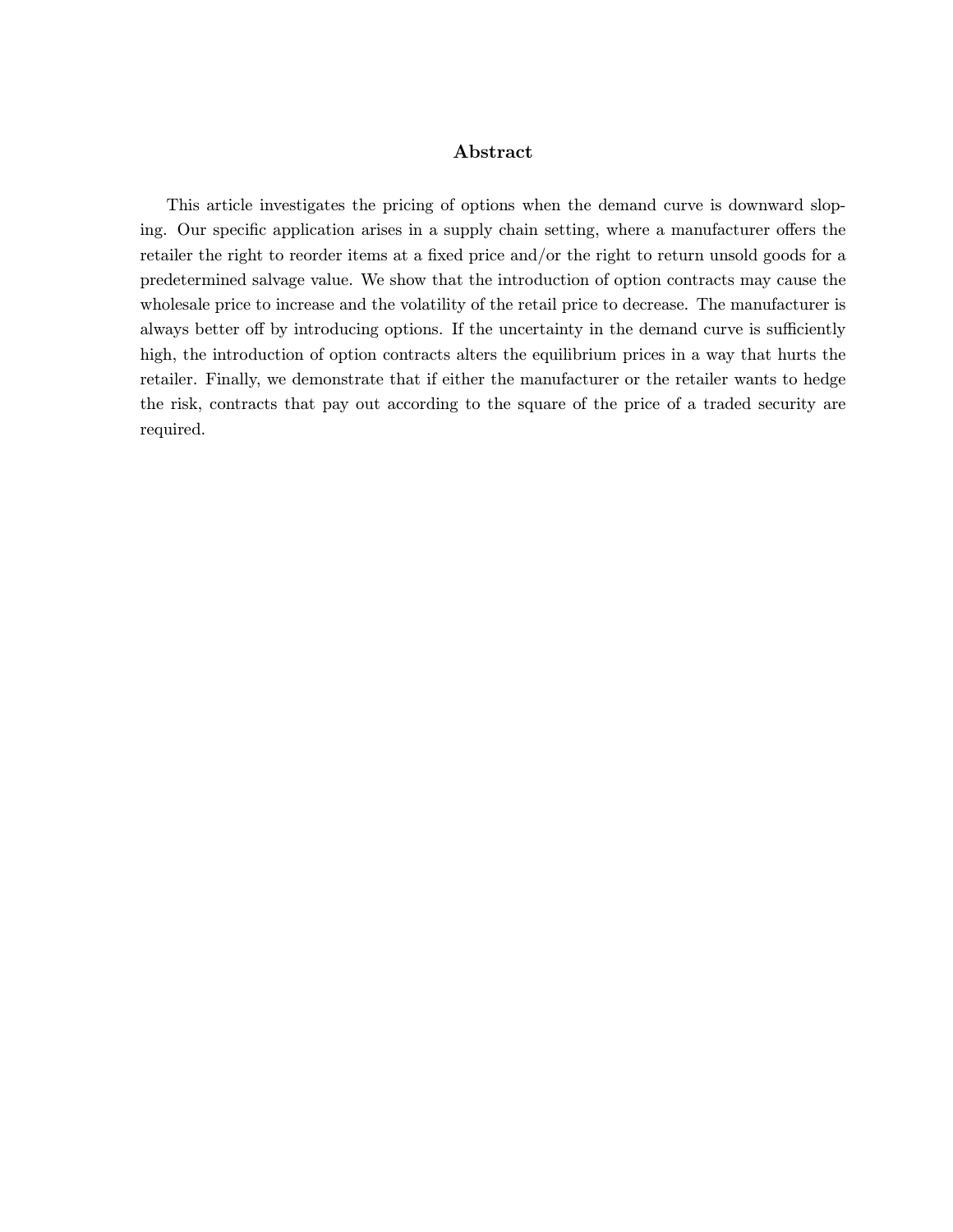## Abstract

This article investigates the pricing of options when the demand curve is downward sloping. Our specific application arises in a supply chain setting, where a manufacturer offers the retailer the right to reorder items at a fixed price and/or the right to return unsold goods for a predetermined salvage value. We show that the introduction of option contracts may cause the wholesale price to increase and the volatility of the retail price to decrease. The manufacturer is always better off by introducing options. If the uncertainty in the demand curve is sufficiently high, the introduction of option contracts alters the equilibrium prices in a way that hurts the retailer. Finally, we demonstrate that if either the manufacturer or the retailer wants to hedge the risk, contracts that pay out according to the square of the price of a traded security are required.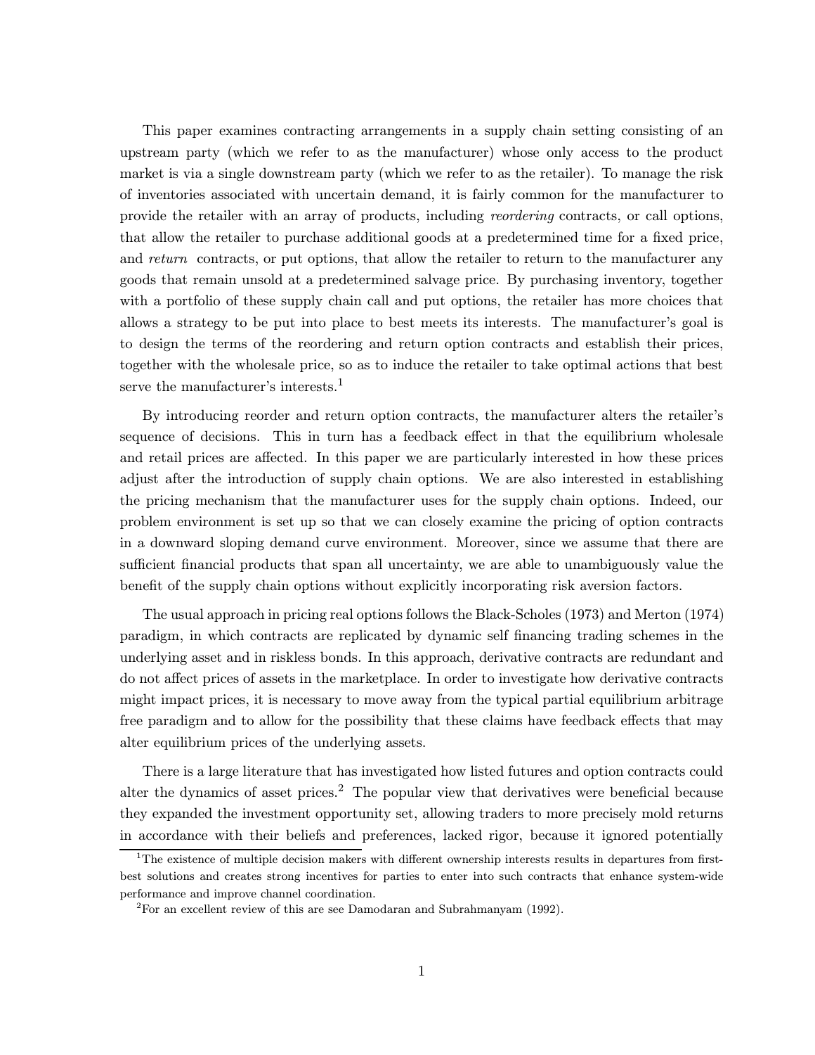This paper examines contracting arrangements in a supply chain setting consisting of an upstream party (which we refer to as the manufacturer) whose only access to the product market is via a single downstream party (which we refer to as the retailer). To manage the risk of inventories associated with uncertain demand, it is fairly common for the manufacturer to provide the retailer with an array of products, including *reordering* contracts, or call options, that allow the retailer to purchase additional goods at a predetermined time for a fixed price, and *return* contracts, or put options, that allow the retailer to return to the manufacturer any goods that remain unsold at a predetermined salvage price. By purchasing inventory, together with a portfolio of these supply chain call and put options, the retailer has more choices that allows a strategy to be put into place to best meets its interests. The manufacturer's goal is to design the terms of the reordering and return option contracts and establish their prices, together with the wholesale price, so as to induce the retailer to take optimal actions that best serve the manufacturer's interests.[1]

By introducing reorder and return option contracts, the manufacturer alters the retailer's sequence of decisions. This in turn has a feedback effect in that the equilibrium wholesale and retail prices are affected. In this paper we are particularly interested in how these prices adjust after the introduction of supply chain options. We are also interested in establishing the pricing mechanism that the manufacturer uses for the supply chain options. Indeed, our problem environment is set up so that we can closely examine the pricing of option contracts in a downward sloping demand curve environment. Moreover, since we assume that there are sufficient financial products that span all uncertainty, we are able to unambiguously value the benefit of the supply chain options without explicitly incorporating risk aversion factors.

The usual approach in pricing real options follows the Black-Scholes (1973) and Merton (1974) paradigm, in which contracts are replicated by dynamic self financing trading schemes in the underlying asset and in riskless bonds. In this approach, derivative contracts are redundant and do not affect prices of assets in the marketplace. In order to investigate how derivative contracts might impact prices, it is necessary to move away from the typical partial equilibrium arbitrage free paradigm and to allow for the possibility that these claims have feedback effects that may alter equilibrium prices of the underlying assets.

There is a large literature that has investigated how listed futures and option contracts could alter the dynamics of asset prices.[2] The popular view that derivatives were beneficial because they expanded the investment opportunity set, allowing traders to more precisely mold returns in accordance with their beliefs and preferences, lacked rigor, because it ignored potentially

[1] The existence of multiple decision makers with different ownership interests results in departures from first-best solutions and creates strong incentives for parties to enter into such contracts that enhance system-wide performance and improve channel coordination.

[2] For an excellent review of this are see Damodaran and Subrahmanyam (1992).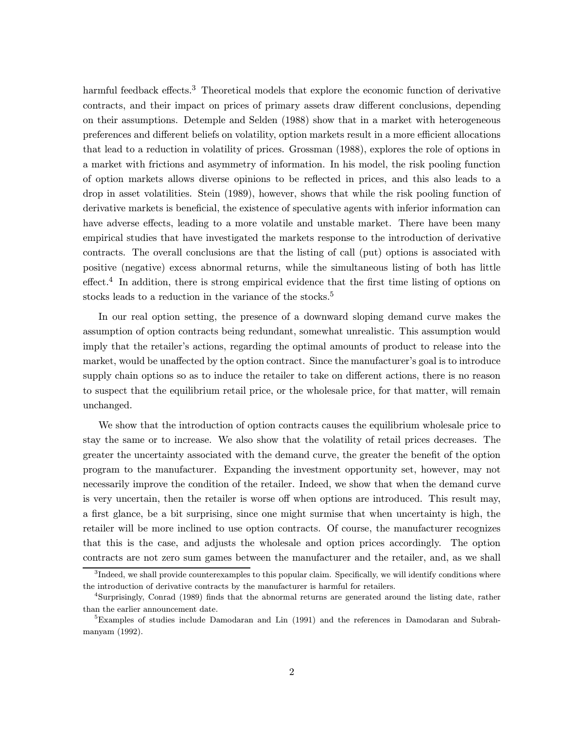harmful feedback effects.[3] Theoretical models that explore the economic function of derivative contracts, and their impact on prices of primary assets draw different conclusions, depending on their assumptions. Detemple and Selden (1988) show that in a market with heterogeneous preferences and different beliefs on volatility, option markets result in a more efficient allocations that lead to a reduction in volatility of prices. Grossman (1988), explores the role of options in a market with frictions and asymmetry of information. In his model, the risk pooling function of option markets allows diverse opinions to be reflected in prices, and this also leads to a drop in asset volatilities. Stein (1989), however, shows that while the risk pooling function of derivative markets is beneficial, the existence of speculative agents with inferior information can have adverse effects, leading to a more volatile and unstable market. There have been many empirical studies that have investigated the markets response to the introduction of derivative contracts. The overall conclusions are that the listing of call (put) options is associated with positive (negative) excess abnormal returns, while the simultaneous listing of both has little effect.[4] In addition, there is strong empirical evidence that the first time listing of options on stocks leads to a reduction in the variance of the stocks.[5]

In our real option setting, the presence of a downward sloping demand curve makes the assumption of option contracts being redundant, somewhat unrealistic. This assumption would imply that the retailer's actions, regarding the optimal amounts of product to release into the market, would be unaffected by the option contract. Since the manufacturer's goal is to introduce supply chain options so as to induce the retailer to take on different actions, there is no reason to suspect that the equilibrium retail price, or the wholesale price, for that matter, will remain unchanged.

We show that the introduction of option contracts causes the equilibrium wholesale price to stay the same or to increase. We also show that the volatility of retail prices decreases. The greater the uncertainty associated with the demand curve, the greater the benefit of the option program to the manufacturer. Expanding the investment opportunity set, however, may not necessarily improve the condition of the retailer. Indeed, we show that when the demand curve is very uncertain, then the retailer is worse off when options are introduced. This result may, a first glance, be a bit surprising, since one might surmise that when uncertainty is high, the retailer will be more inclined to use option contracts. Of course, the manufacturer recognizes that this is the case, and adjusts the wholesale and option prices accordingly. The option contracts are not zero sum games between the manufacturer and the retailer, and, as we shall

[3] Indeed, we shall provide counterexamples to this popular claim. Specifically, we will identify conditions where the introduction of derivative contracts by the manufacturer is harmful for retailers.

[4] Surprisingly, Conrad (1989) finds that the abnormal returns are generated around the listing date, rather than the earlier announcement date.

[5] Examples of studies include Damodaran and Lin (1991) and the references in Damodaran and Subrahmanyam (1992).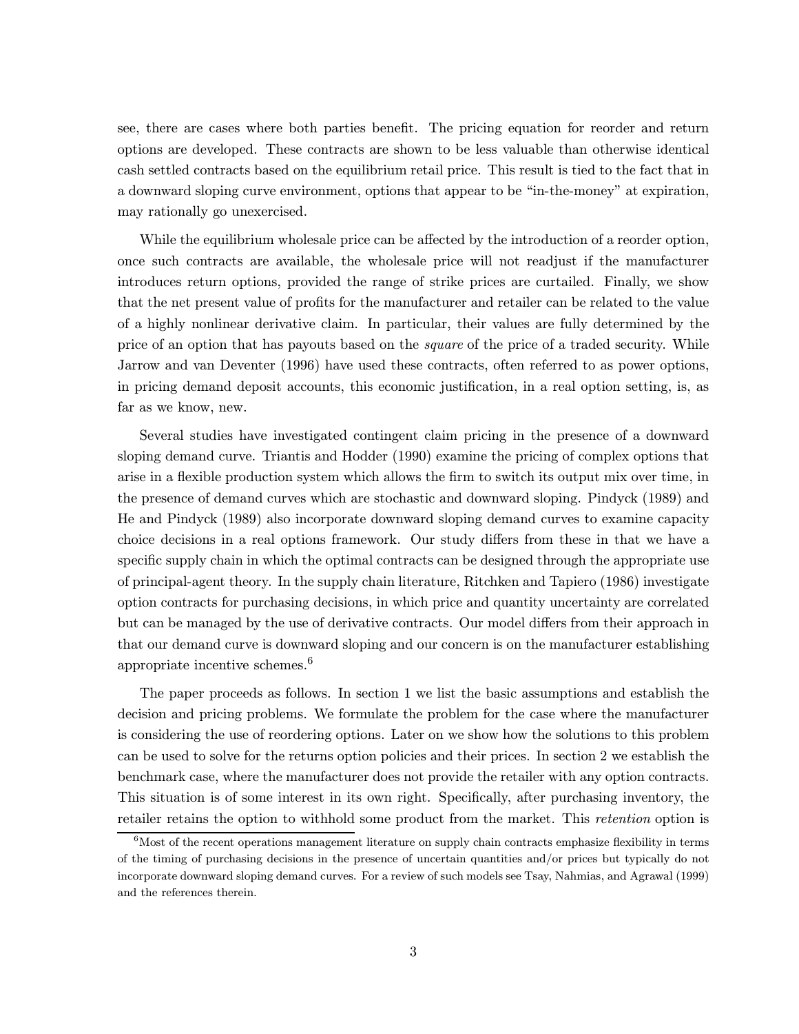see, there are cases where both parties benefit. The pricing equation for reorder and return options are developed. These contracts are shown to be less valuable than otherwise identical cash settled contracts based on the equilibrium retail price. This result is tied to the fact that in a downward sloping curve environment, options that appear to be "in-the-money" at expiration, may rationally go unexercised.

While the equilibrium wholesale price can be affected by the introduction of a reorder option, once such contracts are available, the wholesale price will not readjust if the manufacturer introduces return options, provided the range of strike prices are curtailed. Finally, we show that the net present value of profits for the manufacturer and retailer can be related to the value of a highly nonlinear derivative claim. In particular, their values are fully determined by the price of an option that has payouts based on the *square* of the price of a traded security. While Jarrow and van Deventer (1996) have used these contracts, often referred to as power options, in pricing demand deposit accounts, this economic justification, in a real option setting, is, as far as we know, new.

Several studies have investigated contingent claim pricing in the presence of a downward sloping demand curve. Triantis and Hodder (1990) examine the pricing of complex options that arise in a flexible production system which allows the firm to switch its output mix over time, in the presence of demand curves which are stochastic and downward sloping. Pindyck (1989) and He and Pindyck (1989) also incorporate downward sloping demand curves to examine capacity choice decisions in a real options framework. Our study differs from these in that we have a specific supply chain in which the optimal contracts can be designed through the appropriate use of principal-agent theory. In the supply chain literature, Ritchken and Tapiero (1986) investigate option contracts for purchasing decisions, in which price and quantity uncertainty are correlated but can be managed by the use of derivative contracts. Our model differs from their approach in that our demand curve is downward sloping and our concern is on the manufacturer establishing appropriate incentive schemes.[6]

The paper proceeds as follows. In section 1 we list the basic assumptions and establish the decision and pricing problems. We formulate the problem for the case where the manufacturer is considering the use of reordering options. Later on we show how the solutions to this problem can be used to solve for the returns option policies and their prices. In section 2 we establish the benchmark case, where the manufacturer does not provide the retailer with any option contracts. This situation is of some interest in its own right. Specifically, after purchasing inventory, the retailer retains the option to withhold some product from the market. This *retention* option is

[6]Most of the recent operations management literature on supply chain contracts emphasize flexibility in terms of the timing of purchasing decisions in the presence of uncertain quantities and/or prices but typically do not incorporate downward sloping demand curves. For a review of such models see Tsay, Nahmias, and Agrawal (1999) and the references therein.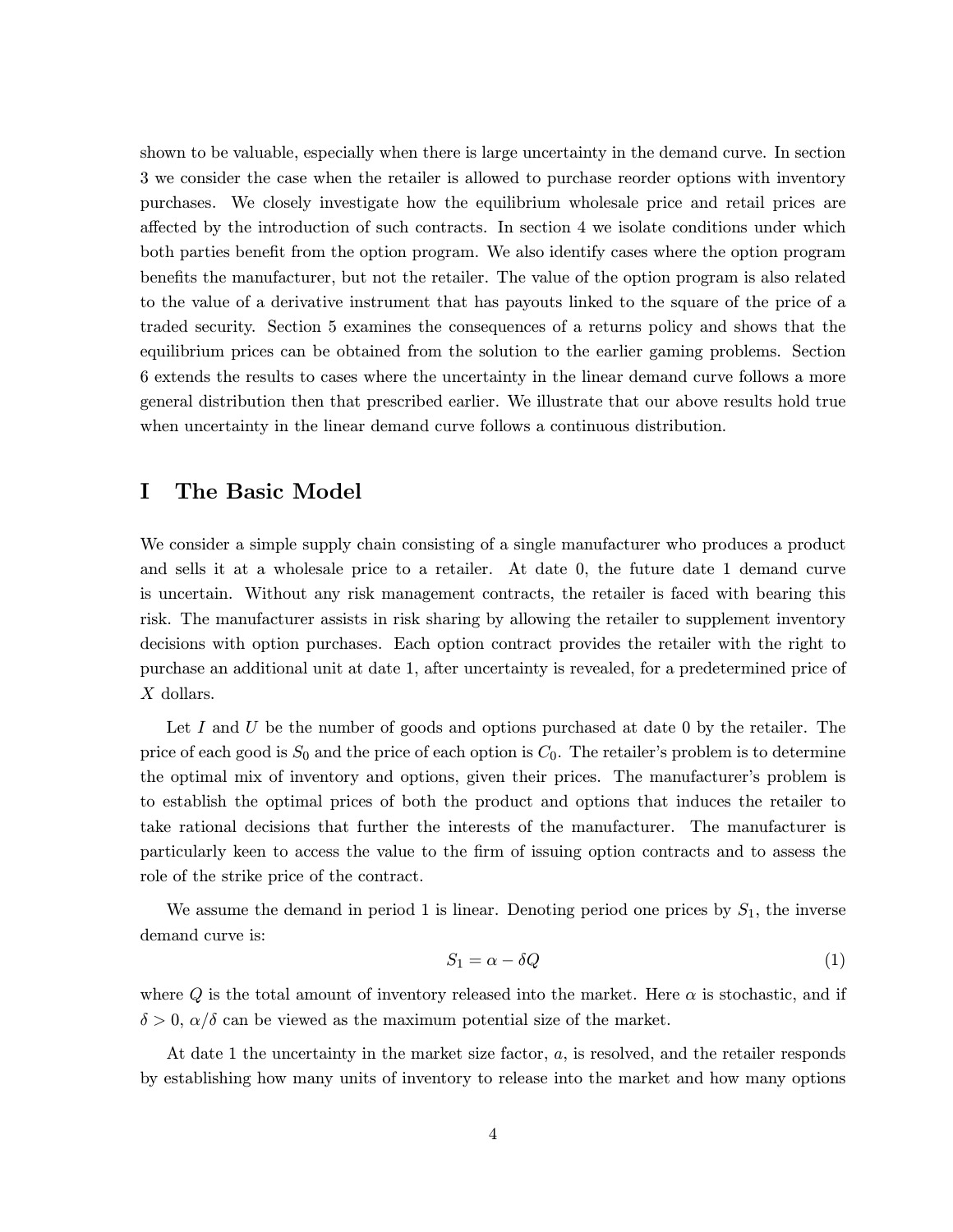shown to be valuable, especially when there is large uncertainty in the demand curve. In section 3 we consider the case when the retailer is allowed to purchase reorder options with inventory purchases. We closely investigate how the equilibrium wholesale price and retail prices are affected by the introduction of such contracts. In section 4 we isolate conditions under which both parties benefit from the option program. We also identify cases where the option program benefits the manufacturer, but not the retailer. The value of the option program is also related to the value of a derivative instrument that has payouts linked to the square of the price of a traded security. Section 5 examines the consequences of a returns policy and shows that the equilibrium prices can be obtained from the solution to the earlier gaming problems. Section 6 extends the results to cases where the uncertainty in the linear demand curve follows a more general distribution then that prescribed earlier. We illustrate that our above results hold true when uncertainty in the linear demand curve follows a continuous distribution.

# I The Basic Model

We consider a simple supply chain consisting of a single manufacturer who produces a product and sells it at a wholesale price to a retailer. At date 0, the future date 1 demand curve is uncertain. Without any risk management contracts, the retailer is faced with bearing this risk. The manufacturer assists in risk sharing by allowing the retailer to supplement inventory decisions with option purchases. Each option contract provides the retailer with the right to purchase an additional unit at date 1, after uncertainty is revealed, for a predetermined price of $X$ dollars.

Let $I$ and $U$ be the number of goods and options purchased at date 0 by the retailer. The price of each good is $S_0$ and the price of each option is $C_0$. The retailer's problem is to determine the optimal mix of inventory and options, given their prices. The manufacturer's problem is to establish the optimal prices of both the product and options that induces the retailer to take rational decisions that further the interests of the manufacturer. The manufacturer is particularly keen to access the value to the firm of issuing option contracts and to assess the role of the strike price of the contract.

We assume the demand in period 1 is linear. Denoting period one prices by $S_1$, the inverse demand curve is:

$$S_1 = \alpha - \delta Q \tag{1}$$

where $Q$ is the total amount of inventory released into the market. Here $\alpha$ is stochastic, and if $\delta > 0$, $\alpha/\delta$ can be viewed as the maximum potential size of the market.

At date 1 the uncertainty in the market size factor, $a$, is resolved, and the retailer responds by establishing how many units of inventory to release into the market and how many options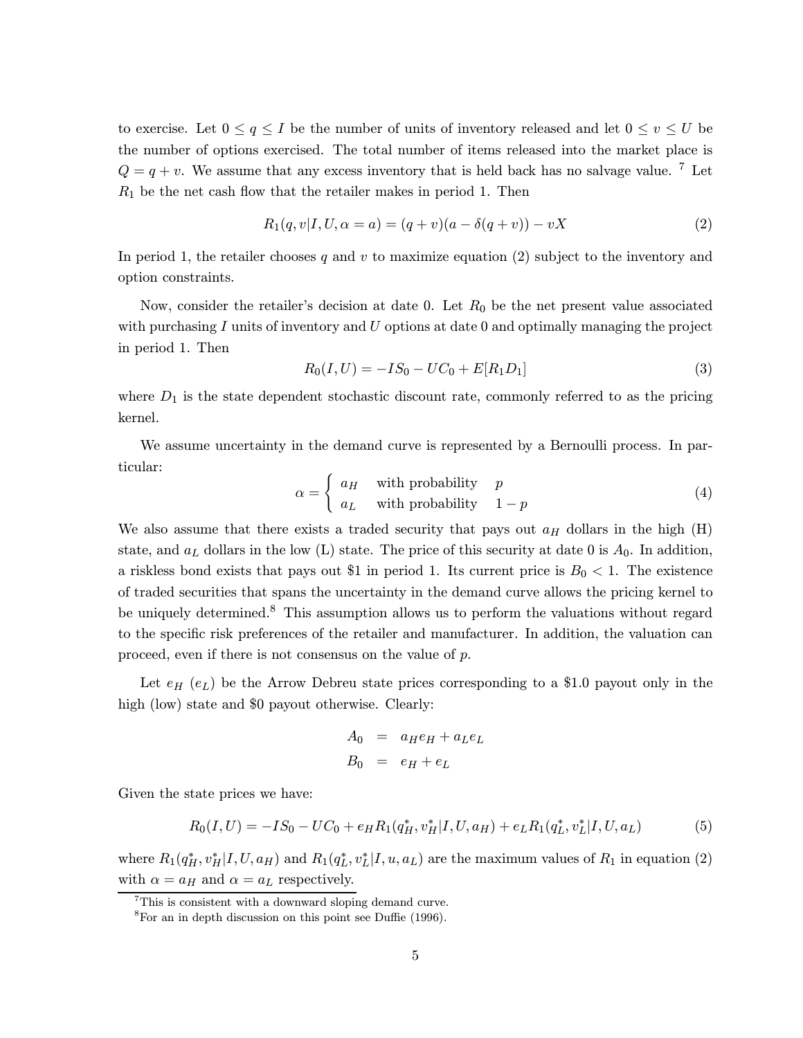to exercise. Let $0 \leq q \leq I$ be the number of units of inventory released and let $0 \leq v \leq U$ be the number of options exercised. The total number of items released into the market place is $Q = q + v$. We assume that any excess inventory that is held back has no salvage value. [7] Let $R_1$ be the net cash flow that the retailer makes in period 1. Then

$$R_1(q, v|I, U, \alpha = a) = (q + v)(a - \delta(q + v)) - vX \tag{2}$$

In period 1, the retailer chooses $q$ and $v$ to maximize equation (2) subject to the inventory and option constraints.

Now, consider the retailer's decision at date 0. Let $R_0$ be the net present value associated with purchasing $I$ units of inventory and $U$ options at date 0 and optimally managing the project in period 1. Then

$$R_0(I, U) = -IS_0 - UC_0 + E[R_1 D_1] \tag{3}$$

where $D_1$ is the state dependent stochastic discount rate, commonly referred to as the pricing kernel.

We assume uncertainty in the demand curve is represented by a Bernoulli process. In particular:

$$\alpha = \begin{cases} a_H & \text{with probability} \quad p \\ a_L & \text{with probability} \quad 1 - p \end{cases} \tag{4}$$

We also assume that there exists a traded security that pays out $a_H$ dollars in the high (H) state, and $a_L$ dollars in the low (L) state. The price of this security at date 0 is $A_0$. In addition, a riskless bond exists that pays out \$1 in period 1. Its current price is $B_0 < 1$. The existence of traded securities that spans the uncertainty in the demand curve allows the pricing kernel to be uniquely determined.[8] This assumption allows us to perform the valuations without regard to the specific risk preferences of the retailer and manufacturer. In addition, the valuation can proceed, even if there is not consensus on the value of $p$.

Let $e_H$ ($e_L$) be the Arrow Debreu state prices corresponding to a \$1.0 payout only in the high (low) state and \$0 payout otherwise. Clearly:

$$\begin{aligned} A_0 &= a_H e_H + a_L e_L \\ B_0 &= e_H + e_L \end{aligned}$$

Given the state prices we have:

$$R_0(I, U) = -IS_0 - UC_0 + e_H R_1(q_H^*, v_H^*|I, U, a_H) + e_L R_1(q_L^*, v_L^*|I, U, a_L) \tag{5}$$

where $R_1(q_H^*, v_H^*|I, U, a_H)$ and $R_1(q_L^*, v_L^*|I, u, a_L)$ are the maximum values of $R_1$ in equation (2) with $\alpha = a_H$ and $\alpha = a_L$ respectively.

---

[7] This is consistent with a downward sloping demand curve.

[8] For an in depth discussion on this point see Duffie (1996).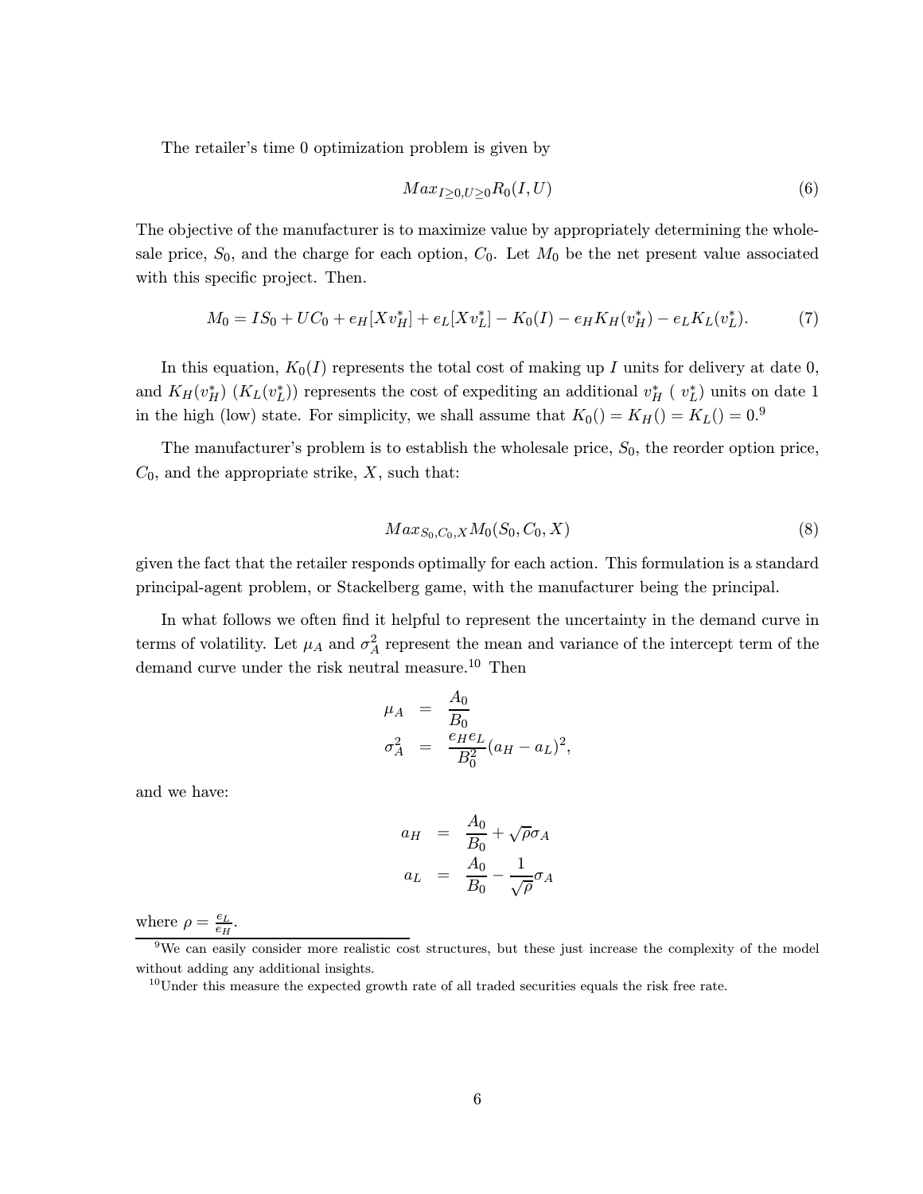The retailer's time 0 optimization problem is given by

$$Max_{I \geq 0, U \geq 0} R_0(I, U) \tag{6}$$

The objective of the manufacturer is to maximize value by appropriately determining the wholesale price, $S_0$, and the charge for each option, $C_0$. Let $M_0$ be the net present value associated with this specific project. Then.

$$M_0 = IS_0 + UC_0 + e_H[Xv_H^*] + e_L[Xv_L^*] - K_0(I) - e_H K_H(v_H^*) - e_L K_L(v_L^*). \tag{7}$$

In this equation, $K_0(I)$ represents the total cost of making up $I$ units for delivery at date 0, and $K_H(v_H^*)$ ($K_L(v_L^*)$) represents the cost of expediting an additional $v_H^*$ ( $v_L^*$) units on date 1 in the high (low) state. For simplicity, we shall assume that $K_0() = K_H() = K_L() = 0$.[9]

The manufacturer's problem is to establish the wholesale price, $S_0$, the reorder option price, $C_0$, and the appropriate strike, $X$, such that:

$$Max_{S_0, C_0, X} M_0(S_0, C_0, X) \tag{8}$$

given the fact that the retailer responds optimally for each action. This formulation is a standard principal-agent problem, or Stackelberg game, with the manufacturer being the principal.

In what follows we often find it helpful to represent the uncertainty in the demand curve in terms of volatility. Let $\mu_A$ and $\sigma_A^2$ represent the mean and variance of the intercept term of the demand curve under the risk neutral measure.[10] Then

$$\begin{aligned}
\mu_A &= \frac{A_0}{B_0} \\
\sigma_A^2 &= \frac{e_H e_L}{B_0^2}(a_H - a_L)^2,
\end{aligned}$$

and we have:

$$\begin{aligned}
a_H &= \frac{A_0}{B_0} + \sqrt{\rho}\sigma_A \\
a_L &= \frac{A_0}{B_0} - \frac{1}{\sqrt{\rho}}\sigma_A
\end{aligned}$$

where $\rho = \frac{e_L}{e_H}$.

[9] We can easily consider more realistic cost structures, but these just increase the complexity of the model without adding any additional insights.

[10] Under this measure the expected growth rate of all traded securities equals the risk free rate.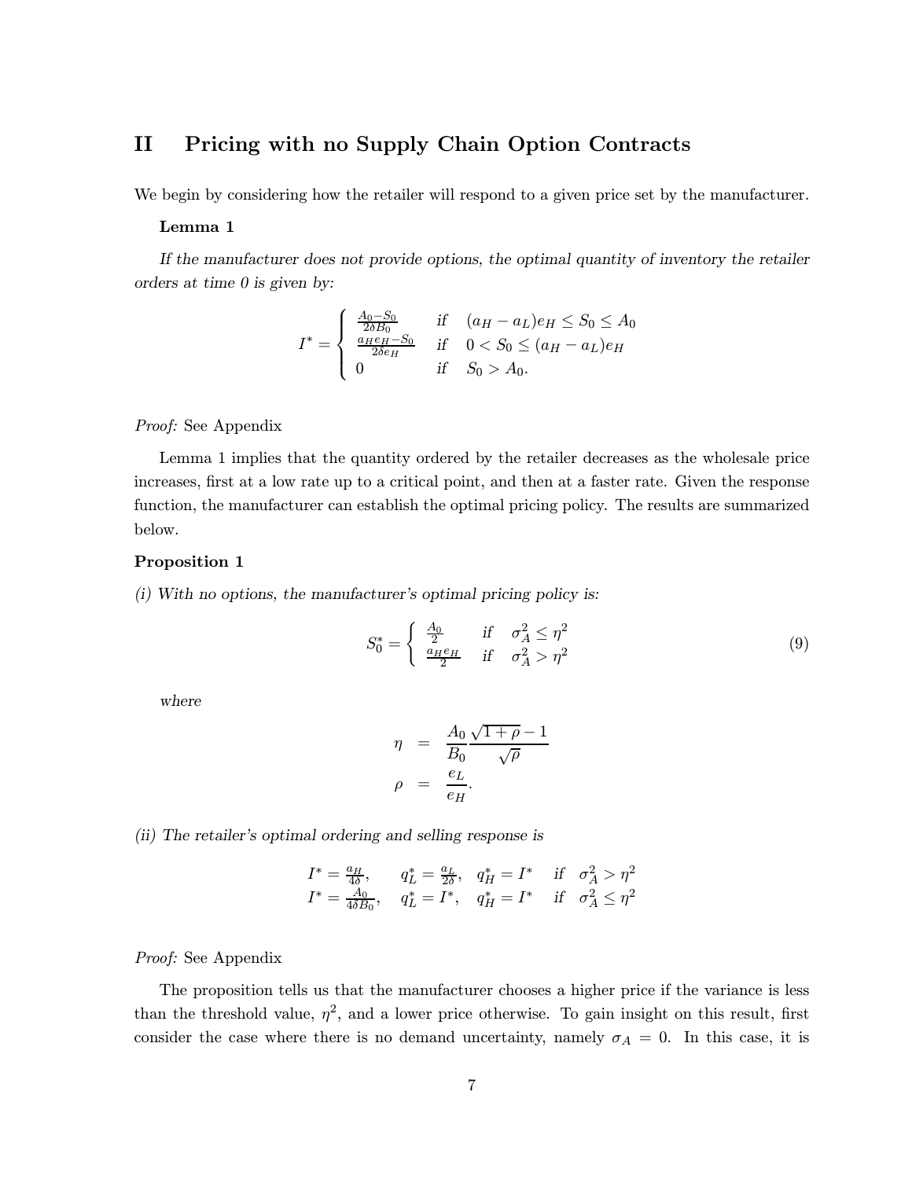## II Pricing with no Supply Chain Option Contracts

We begin by considering how the retailer will respond to a given price set by the manufacturer.

**Lemma 1**

*If the manufacturer does not provide options, the optimal quantity of inventory the retailer orders at time 0 is given by:*

$$I^* = \begin{cases} \frac{A_0 - S_0}{2\delta B_0} & \text{if} \quad (a_H - a_L)e_H \leq S_0 \leq A_0 \\ \frac{a_H e_H - S_0}{2\delta e_H} & \text{if} \quad 0 < S_0 \leq (a_H - a_L)e_H \\ 0 & \text{if} \quad S_0 > A_0. \end{cases}$$

*Proof:* See Appendix

Lemma 1 implies that the quantity ordered by the retailer decreases as the wholesale price increases, first at a low rate up to a critical point, and then at a faster rate. Given the response function, the manufacturer can establish the optimal pricing policy. The results are summarized below.

**Proposition 1**

*(i) With no options, the manufacturer's optimal pricing policy is:*

$$S_0^* = \begin{cases} \frac{A_0}{2} & \text{if} \quad \sigma_A^2 \leq \eta^2 \\ \frac{a_H e_H}{2} & \text{if} \quad \sigma_A^2 > \eta^2 \end{cases} \tag{9}$$

*where*

$$\eta = \frac{A_0}{B_0} \frac{\sqrt{1+\rho} - 1}{\sqrt{\rho}}$$

$$\rho = \frac{e_L}{e_H}.$$

*(ii) The retailer's optimal ordering and selling response is*

$$\begin{array}{llll} I^* = \frac{a_H}{4\delta}, & q_L^* = \frac{a_L}{2\delta}, & q_H^* = I^* & \text{if} \quad \sigma_A^2 > \eta^2 \\ I^* = \frac{A_0}{4\delta B_0}, & q_L^* = I^*, & q_H^* = I^* & \text{if} \quad \sigma_A^2 \leq \eta^2 \end{array}$$

*Proof:* See Appendix

The proposition tells us that the manufacturer chooses a higher price if the variance is less than the threshold value, $\eta^2$, and a lower price otherwise. To gain insight on this result, first consider the case where there is no demand uncertainty, namely $\sigma_A = 0$. In this case, it is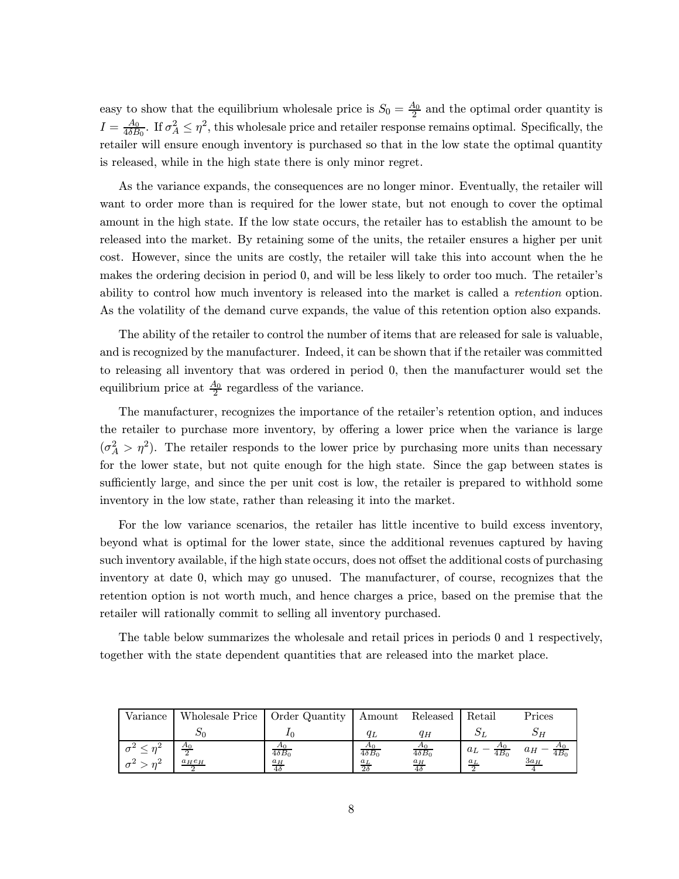easy to show that the equilibrium wholesale price is $S_0 = \frac{A_0}{2}$ and the optimal order quantity is $I = \frac{A_0}{4\delta B_0}$. If $\sigma_A^2 \leq \eta^2$, this wholesale price and retailer response remains optimal. Specifically, the retailer will ensure enough inventory is purchased so that in the low state the optimal quantity is released, while in the high state there is only minor regret.

As the variance expands, the consequences are no longer minor. Eventually, the retailer will want to order more than is required for the lower state, but not enough to cover the optimal amount in the high state. If the low state occurs, the retailer has to establish the amount to be released into the market. By retaining some of the units, the retailer ensures a higher per unit cost. However, since the units are costly, the retailer will take this into account when the he makes the ordering decision in period 0, and will be less likely to order too much. The retailer's ability to control how much inventory is released into the market is called a *retention* option. As the volatility of the demand curve expands, the value of this retention option also expands.

The ability of the retailer to control the number of items that are released for sale is valuable, and is recognized by the manufacturer. Indeed, it can be shown that if the retailer was committed to releasing all inventory that was ordered in period 0, then the manufacturer would set the equilibrium price at $\frac{A_0}{2}$ regardless of the variance.

The manufacturer, recognizes the importance of the retailer's retention option, and induces the retailer to purchase more inventory, by offering a lower price when the variance is large ($\sigma_A^2 > \eta^2$). The retailer responds to the lower price by purchasing more units than necessary for the lower state, but not quite enough for the high state. Since the gap between states is sufficiently large, and since the per unit cost is low, the retailer is prepared to withhold some inventory in the low state, rather than releasing it into the market.

For the low variance scenarios, the retailer has little incentive to build excess inventory, beyond what is optimal for the lower state, since the additional revenues captured by having such inventory available, if the high state occurs, does not offset the additional costs of purchasing inventory at date 0, which may go unused. The manufacturer, of course, recognizes that the retention option is not worth much, and hence charges a price, based on the premise that the retailer will rationally commit to selling all inventory purchased.

The table below summarizes the wholesale and retail prices in periods 0 and 1 respectively, together with the state dependent quantities that are released into the market place.

| Variance | Wholesale Price | Order Quantity | Amount | Released | Retail | Prices |
|---|---|---|---|---|---|---|
| | $S_0$ | $I_0$ | $q_L$ | $q_H$ | $S_L$ | $S_H$ |
| $\sigma^2 \leq \eta^2$ | $\frac{A_0}{2}$ | $\frac{A_0}{4\delta B_0}$ | $\frac{A_0}{4\delta B_0}$ | $\frac{A_0}{4\delta B_0}$ | $a_L - \frac{A_0}{4B_0}$ | $a_H - \frac{A_0}{4B_0}$ |
| $\sigma^2 > \eta^2$ | $\frac{a_H e_H}{2}$ | $\frac{a_H}{4\delta}$ | $\frac{a_L}{2\delta}$ | $\frac{a_H}{4\delta}$ | $\frac{a_L}{2}$ | $\frac{3a_H}{4}$ |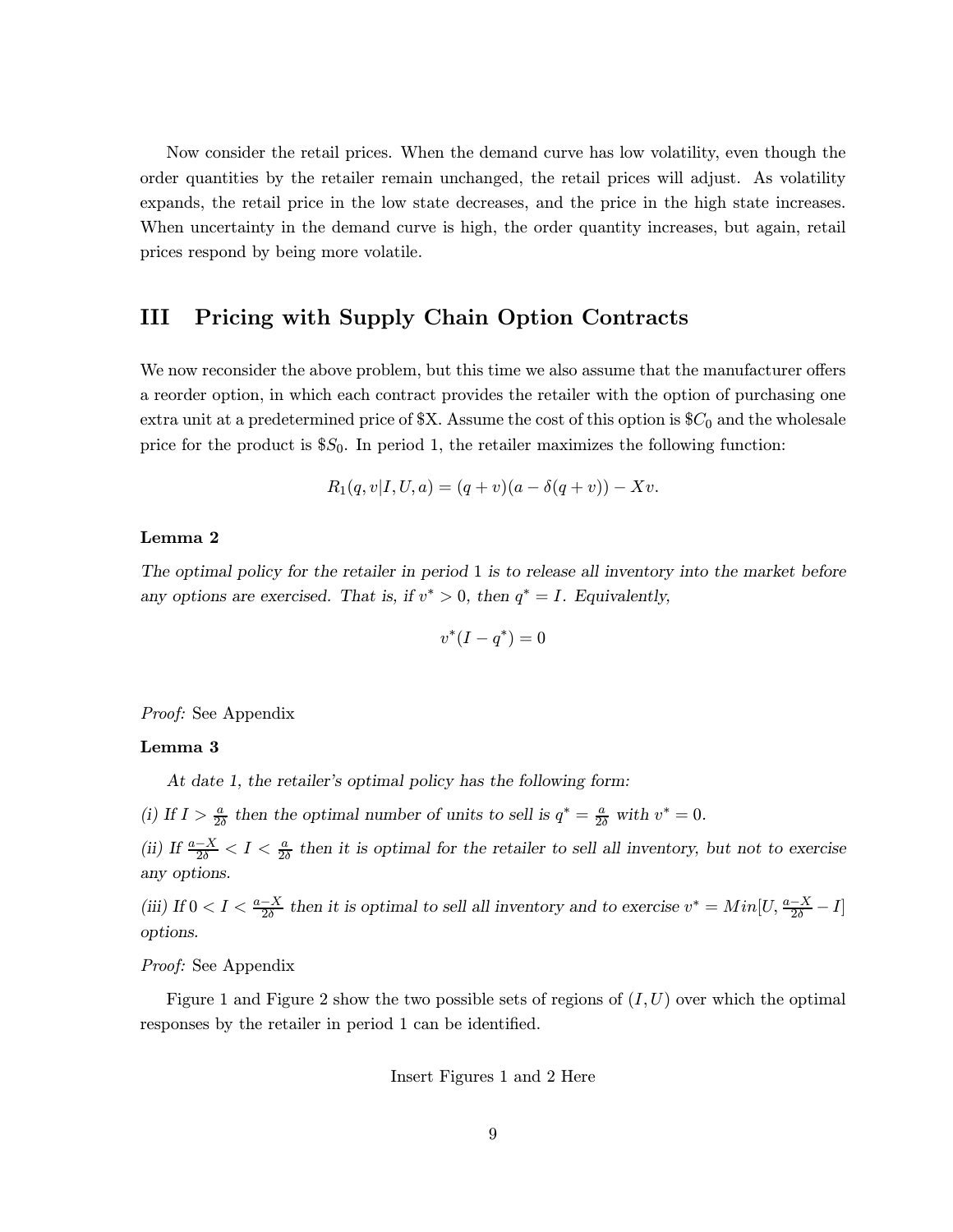Now consider the retail prices. When the demand curve has low volatility, even though the order quantities by the retailer remain unchanged, the retail prices will adjust. As volatility expands, the retail price in the low state decreases, and the price in the high state increases. When uncertainty in the demand curve is high, the order quantity increases, but again, retail prices respond by being more volatile.

# III Pricing with Supply Chain Option Contracts

We now reconsider the above problem, but this time we also assume that the manufacturer offers a reorder option, in which each contract provides the retailer with the option of purchasing one extra unit at a predetermined price of \$X. Assume the cost of this option is $\$C_0$ and the wholesale price for the product is $\$S_0$. In period 1, the retailer maximizes the following function:

$$R_1(q, v|I, U, a) = (q + v)(a - \delta(q + v)) - Xv.$$

**Lemma 2**

*The optimal policy for the retailer in period 1 is to release all inventory into the market before any options are exercised. That is, if $v^* > 0$, then $q^* = I$. Equivalently,*

$$v^*(I - q^*) = 0$$

*Proof:* See Appendix

**Lemma 3**

*At date 1, the retailer's optimal policy has the following form:*

*(i) If $I > \frac{a}{2\delta}$ then the optimal number of units to sell is $q^* = \frac{a}{2\delta}$ with $v^* = 0$.*

*(ii) If $\frac{a-X}{2\delta} < I < \frac{a}{2\delta}$ then it is optimal for the retailer to sell all inventory, but not to exercise any options.*

*(iii) If $0 < I < \frac{a-X}{2\delta}$ then it is optimal to sell all inventory and to exercise $v^* = Min[U, \frac{a-X}{2\delta} - I]$ options.*

*Proof:* See Appendix

Figure 1 and Figure 2 show the two possible sets of regions of $(I, U)$ over which the optimal responses by the retailer in period 1 can be identified.

Insert Figures 1 and 2 Here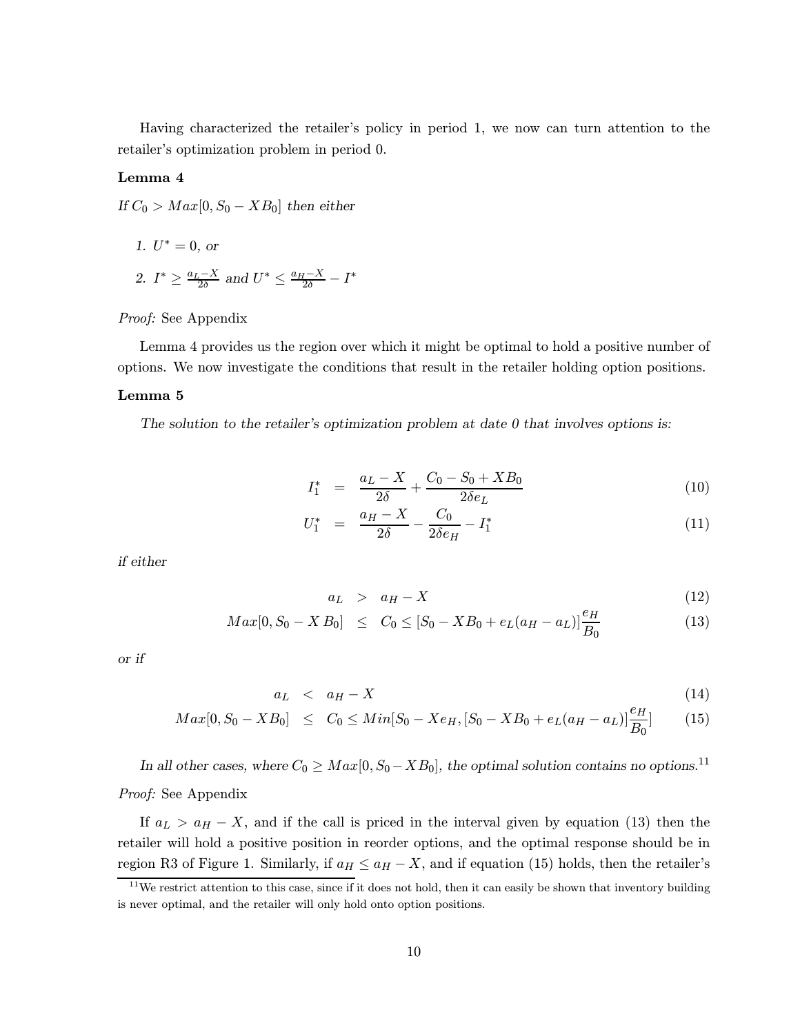Having characterized the retailer's policy in period 1, we now can turn attention to the retailer's optimization problem in period 0.

**Lemma 4**

*If $C_0 > Max[0, S_0 - XB_0]$ then either*

1. $U^* = 0$, *or*
2. $I^* \geq \frac{a_L - X}{2\delta}$ *and* $U^* \leq \frac{a_H - X}{2\delta} - I^*$

*Proof:* See Appendix

Lemma 4 provides us the region over which it might be optimal to hold a positive number of options. We now investigate the conditions that result in the retailer holding option positions.

**Lemma 5**

*The solution to the retailer's optimization problem at date 0 that involves options is:*

$$I_1^* = \frac{a_L - X}{2\delta} + \frac{C_0 - S_0 + XB_0}{2\delta e_L} \tag{10}$$

$$U_1^* = \frac{a_H - X}{2\delta} - \frac{C_0}{2\delta e_H} - I_1^* \tag{11}$$

*if either*

$$a_L > a_H - X \tag{12}$$

$$Max[0, S_0 - X\,B_0] \leq C_0 \leq [S_0 - XB_0 + e_L(a_H - a_L)]\frac{e_H}{B_0} \tag{13}$$

*or if*

$$a_L < a_H - X \tag{14}$$

$$Max[0, S_0 - XB_0] \leq C_0 \leq Min[S_0 - Xe_H, [S_0 - XB_0 + e_L(a_H - a_L)]\frac{e_H}{B_0}] \tag{15}$$

*In all other cases, where $C_0 \geq Max[0, S_0 - XB_0]$, the optimal solution contains no options.*[11]

*Proof:* See Appendix

If $a_L > a_H - X$, and if the call is priced in the interval given by equation (13) then the retailer will hold a positive position in reorder options, and the optimal response should be in region R3 of Figure 1. Similarly, if $a_H \leq a_H - X$, and if equation (15) holds, then the retailer's

[11] We restrict attention to this case, since if it does not hold, then it can easily be shown that inventory building is never optimal, and the retailer will only hold onto option positions.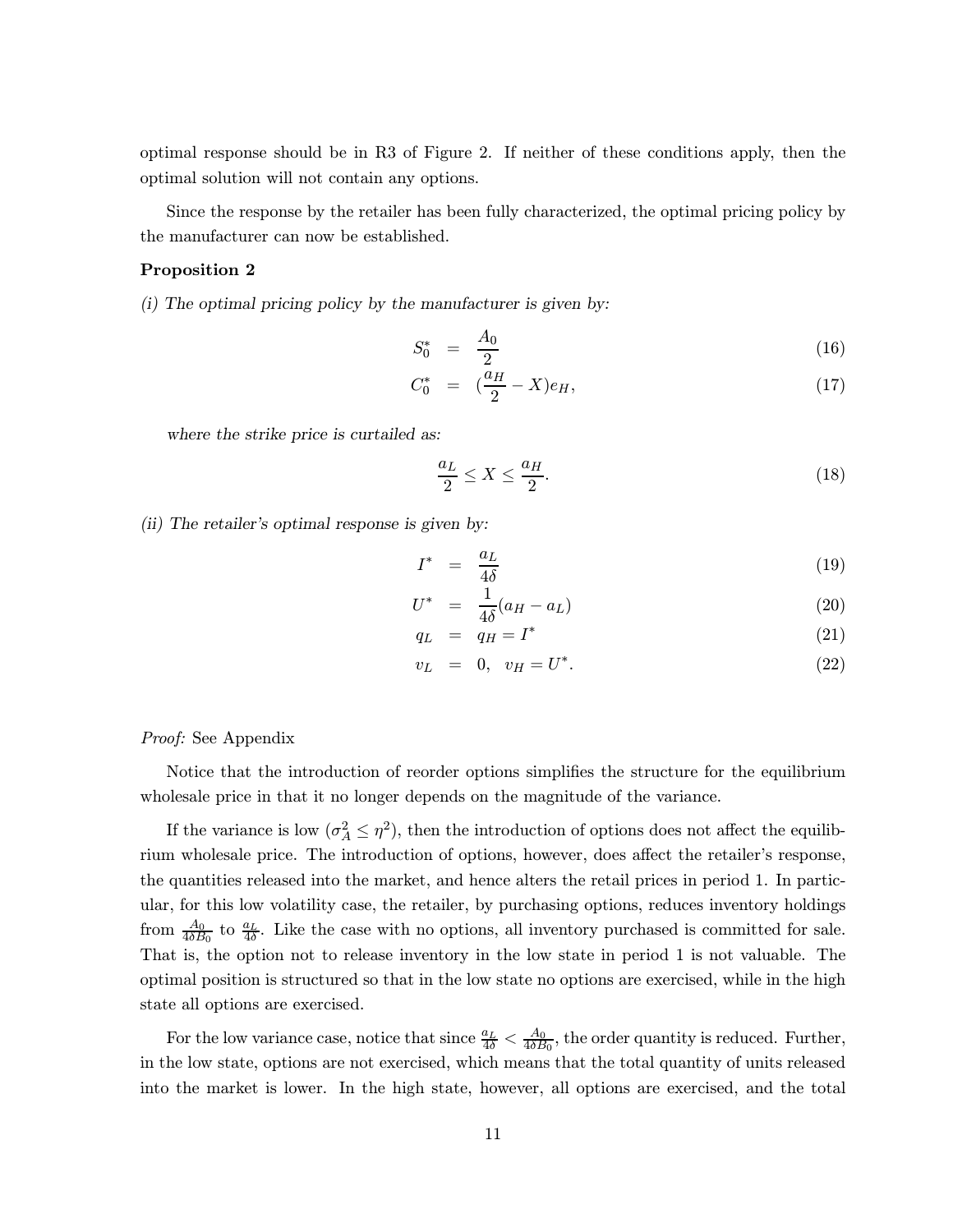optimal response should be in R3 of Figure 2. If neither of these conditions apply, then the optimal solution will not contain any options.

Since the response by the retailer has been fully characterized, the optimal pricing policy by the manufacturer can now be established.

**Proposition 2**

*(i) The optimal pricing policy by the manufacturer is given by:*

$$S_0^* = \frac{A_0}{2} \tag{16}$$

$$C_0^* = (\frac{a_H}{2} - X)e_H, \tag{17}$$

*where the strike price is curtailed as:*

$$\frac{a_L}{2} \leq X \leq \frac{a_H}{2}. \tag{18}$$

*(ii) The retailer's optimal response is given by:*

$$I^* = \frac{a_L}{4\delta} \tag{19}$$

$$U^* = \frac{1}{4\delta}(a_H - a_L) \tag{20}$$

$$q_L = q_H = I^* \tag{21}$$

$$v_L = 0, \quad v_H = U^*. \tag{22}$$

*Proof:* See Appendix

Notice that the introduction of reorder options simplifies the structure for the equilibrium wholesale price in that it no longer depends on the magnitude of the variance.

If the variance is low ($\sigma_A^2 \leq \eta^2$), then the introduction of options does not affect the equilibrium wholesale price. The introduction of options, however, does affect the retailer's response, the quantities released into the market, and hence alters the retail prices in period 1. In particular, for this low volatility case, the retailer, by purchasing options, reduces inventory holdings from $\frac{A_0}{4\delta B_0}$ to $\frac{a_L}{4\delta}$. Like the case with no options, all inventory purchased is committed for sale. That is, the option not to release inventory in the low state in period 1 is not valuable. The optimal position is structured so that in the low state no options are exercised, while in the high state all options are exercised.

For the low variance case, notice that since $\frac{a_L}{4\delta} < \frac{A_0}{4\delta B_0}$, the order quantity is reduced. Further, in the low state, options are not exercised, which means that the total quantity of units released into the market is lower. In the high state, however, all options are exercised, and the total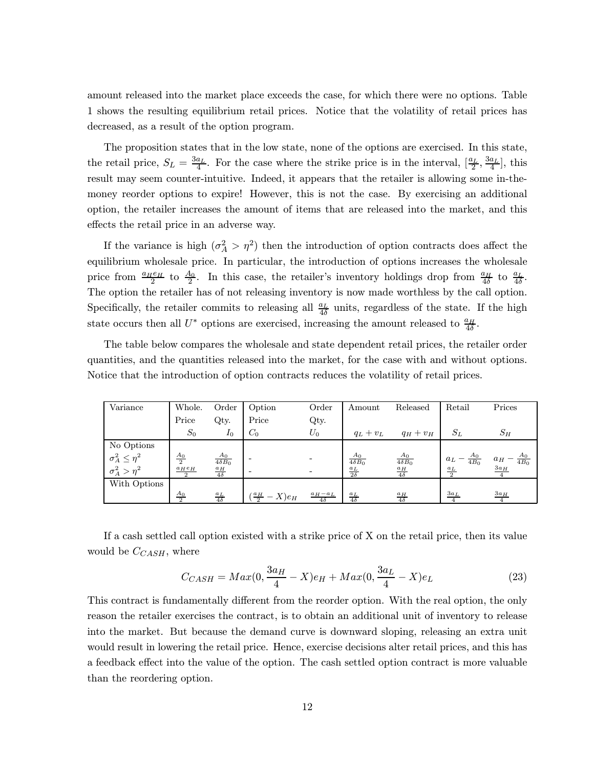amount released into the market place exceeds the case, for which there were no options. Table 1 shows the resulting equilibrium retail prices. Notice that the volatility of retail prices has decreased, as a result of the option program.

The proposition states that in the low state, none of the options are exercised. In this state, the retail price, $S_L = \frac{3a_L}{4}$. For the case where the strike price is in the interval, $[\frac{a_L}{2}, \frac{3a_L}{4}]$, this result may seem counter-intuitive. Indeed, it appears that the retailer is allowing some in-the-money reorder options to expire! However, this is not the case. By exercising an additional option, the retailer increases the amount of items that are released into the market, and this effects the retail price in an adverse way.

If the variance is high ($\sigma_A^2 > \eta^2$) then the introduction of option contracts does affect the equilibrium wholesale price. In particular, the introduction of options increases the wholesale price from $\frac{a_H e_H}{2}$ to $\frac{A_0}{2}$. In this case, the retailer's inventory holdings drop from $\frac{a_H}{4\delta}$ to $\frac{a_L}{4\delta}$. The option the retailer has of not releasing inventory is now made worthless by the call option. Specifically, the retailer commits to releasing all $\frac{a_L}{4\delta}$ units, regardless of the state. If the high state occurs then all $U^*$ options are exercised, increasing the amount released to $\frac{a_H}{4\delta}$.

The table below compares the wholesale and state dependent retail prices, the retailer order quantities, and the quantities released into the market, for the case with and without options. Notice that the introduction of option contracts reduces the volatility of retail prices.

| Variance | Whole. Price $S_0$ | Order Qty. $I_0$ | Option Price $C_0$ | Order Qty. $U_0$ | Amount $q_L + v_L$ | Released $q_H + v_H$ | Retail $S_L$ | Prices $S_H$ |
|---|---|---|---|---|---|---|---|---|
| No Options | | | | | | | | |
| $\sigma_A^2 \leq \eta^2$ | $\frac{A_0}{2}$ | $\frac{A_0}{4\delta B_0}$ | - | - | $\frac{A_0}{4\delta B_0}$ | $\frac{A_0}{4\delta B_0}$ | $a_L - \frac{A_0}{4B_0}$ | $a_H - \frac{A_0}{4B_0}$ |
| $\sigma_A^2 > \eta^2$ | $\frac{a_H e_H}{2}$ | $\frac{a_H}{4\delta}$ | - | - | $\frac{a_L}{2\delta}$ | $\frac{a_H}{4\delta}$ | $\frac{a_L}{2}$ | $\frac{3a_H}{4}$ |
| With Options | | | | | | | | |
| | $\frac{A_0}{2}$ | $\frac{a_L}{4\delta}$ | $(\frac{a_H}{2} - X)e_H$ | $\frac{a_H - a_L}{4\delta}$ | $\frac{a_L}{4\delta}$ | $\frac{a_H}{4\delta}$ | $\frac{3a_L}{4}$ | $\frac{3a_H}{4}$ |

If a cash settled call option existed with a strike price of X on the retail price, then its value would be $C_{CASH}$, where

$$C_{CASH} = Max(0, \frac{3a_H}{4} - X)e_H + Max(0, \frac{3a_L}{4} - X)e_L \tag{23}$$

This contract is fundamentally different from the reorder option. With the real option, the only reason the retailer exercises the contract, is to obtain an additional unit of inventory to release into the market. But because the demand curve is downward sloping, releasing an extra unit would result in lowering the retail price. Hence, exercise decisions alter retail prices, and this has a feedback effect into the value of the option. The cash settled option contract is more valuable than the reordering option.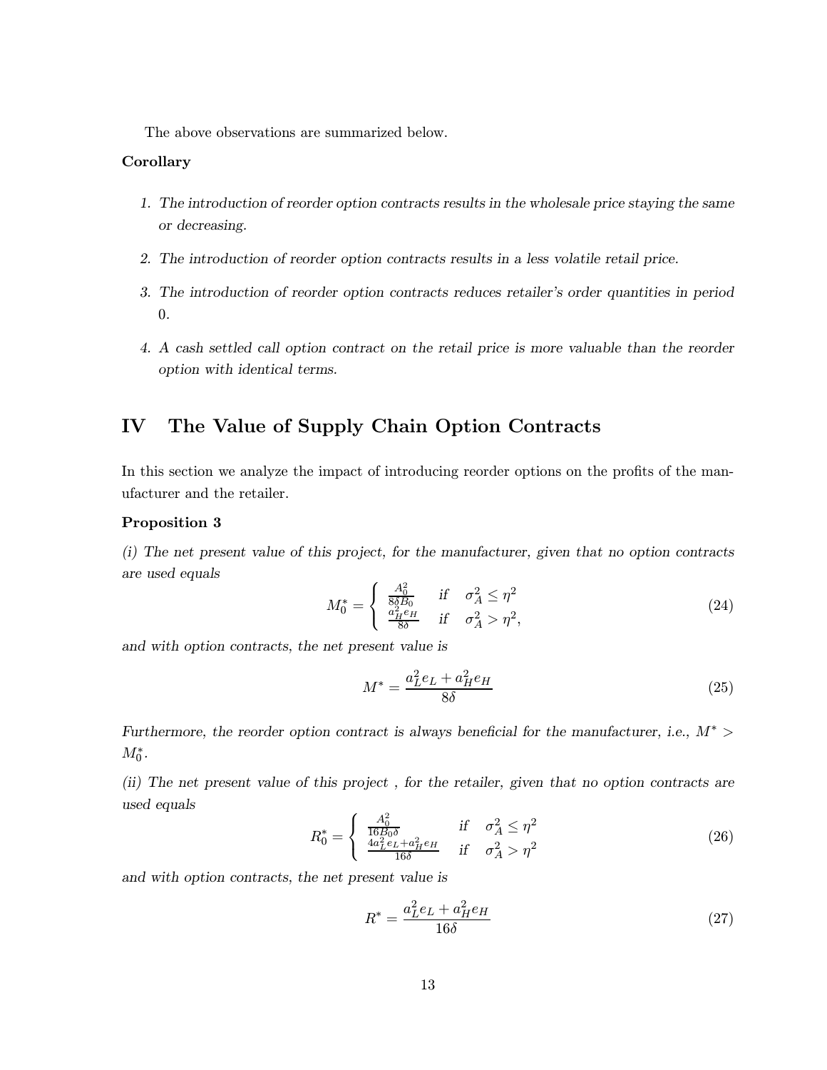The above observations are summarized below.

**Corollary**

1. *The introduction of reorder option contracts results in the wholesale price staying the same or decreasing.*

2. *The introduction of reorder option contracts results in a less volatile retail price.*

3. *The introduction of reorder option contracts reduces retailer's order quantities in period 0.*

4. *A cash settled call option contract on the retail price is more valuable than the reorder option with identical terms.*

# IV The Value of Supply Chain Option Contracts

In this section we analyze the impact of introducing reorder options on the profits of the manufacturer and the retailer.

**Proposition 3**

*(i) The net present value of this project, for the manufacturer, given that no option contracts are used equals*

$$M_0^* = \begin{cases} \frac{A_0^2}{8\delta B_0} & \text{if} \quad \sigma_A^2 \leq \eta^2 \\ \frac{a_H^2 e_H}{8\delta} & \text{if} \quad \sigma_A^2 > \eta^2, \end{cases} \tag{24}$$

*and with option contracts, the net present value is*

$$M^* = \frac{a_L^2 e_L + a_H^2 e_H}{8\delta} \tag{25}$$

*Furthermore, the reorder option contract is always beneficial for the manufacturer, i.e., $M^* > M_0^*$.*

*(ii) The net present value of this project , for the retailer, given that no option contracts are used equals*

$$R_0^* = \begin{cases} \frac{A_0^2}{16 B_0 \delta} & \text{if} \quad \sigma_A^2 \leq \eta^2 \\ \frac{4a_L^2 e_L + a_H^2 e_H}{16\delta} & \text{if} \quad \sigma_A^2 > \eta^2 \end{cases} \tag{26}$$

*and with option contracts, the net present value is*

$$R^* = \frac{a_L^2 e_L + a_H^2 e_H}{16\delta} \tag{27}$$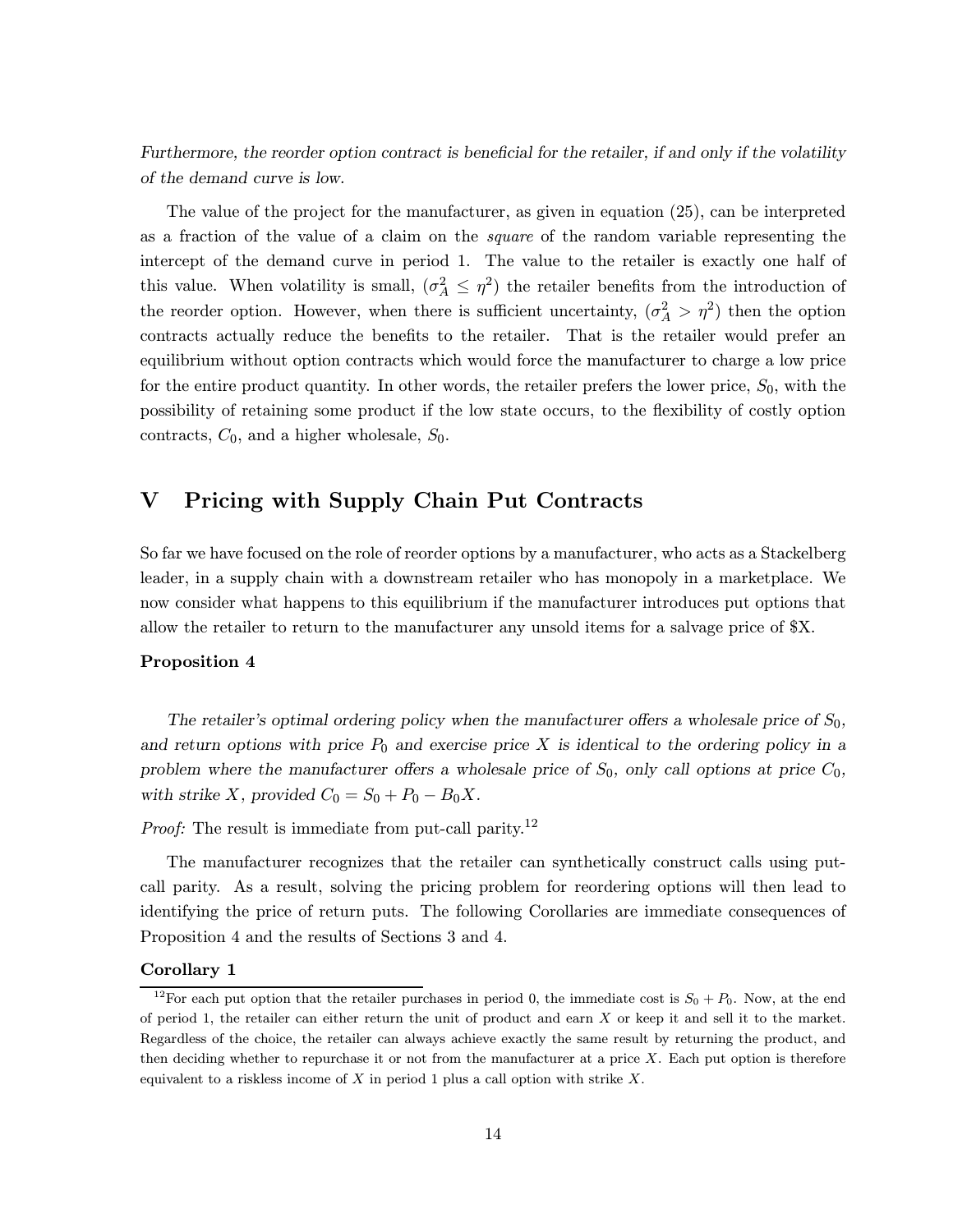*Furthermore, the reorder option contract is beneficial for the retailer, if and only if the volatility of the demand curve is low.*

The value of the project for the manufacturer, as given in equation (25), can be interpreted as a fraction of the value of a claim on the *square* of the random variable representing the intercept of the demand curve in period 1. The value to the retailer is exactly one half of this value. When volatility is small, ($\sigma_A^2 \leq \eta^2$) the retailer benefits from the introduction of the reorder option. However, when there is sufficient uncertainty, ($\sigma_A^2 > \eta^2$) then the option contracts actually reduce the benefits to the retailer. That is the retailer would prefer an equilibrium without option contracts which would force the manufacturer to charge a low price for the entire product quantity. In other words, the retailer prefers the lower price, $S_0$, with the possibility of retaining some product if the low state occurs, to the flexibility of costly option contracts, $C_0$, and a higher wholesale, $S_0$.

# V Pricing with Supply Chain Put Contracts

So far we have focused on the role of reorder options by a manufacturer, who acts as a Stackelberg leader, in a supply chain with a downstream retailer who has monopoly in a marketplace. We now consider what happens to this equilibrium if the manufacturer introduces put options that allow the retailer to return to the manufacturer any unsold items for a salvage price of \$X.

**Proposition 4**

*The retailer's optimal ordering policy when the manufacturer offers a wholesale price of $S_0$, and return options with price $P_0$ and exercise price $X$ is identical to the ordering policy in a problem where the manufacturer offers a wholesale price of $S_0$, only call options at price $C_0$, with strike $X$, provided $C_0 = S_0 + P_0 - B_0X$.*

*Proof:* The result is immediate from put-call parity.[12]

The manufacturer recognizes that the retailer can synthetically construct calls using put-call parity. As a result, solving the pricing problem for reordering options will then lead to identifying the price of return puts. The following Corollaries are immediate consequences of Proposition 4 and the results of Sections 3 and 4.

**Corollary 1**

[12] For each put option that the retailer purchases in period 0, the immediate cost is $S_0 + P_0$. Now, at the end of period 1, the retailer can either return the unit of product and earn $X$ or keep it and sell it to the market. Regardless of the choice, the retailer can always achieve exactly the same result by returning the product, and then deciding whether to repurchase it or not from the manufacturer at a price $X$. Each put option is therefore equivalent to a riskless income of $X$ in period 1 plus a call option with strike $X$.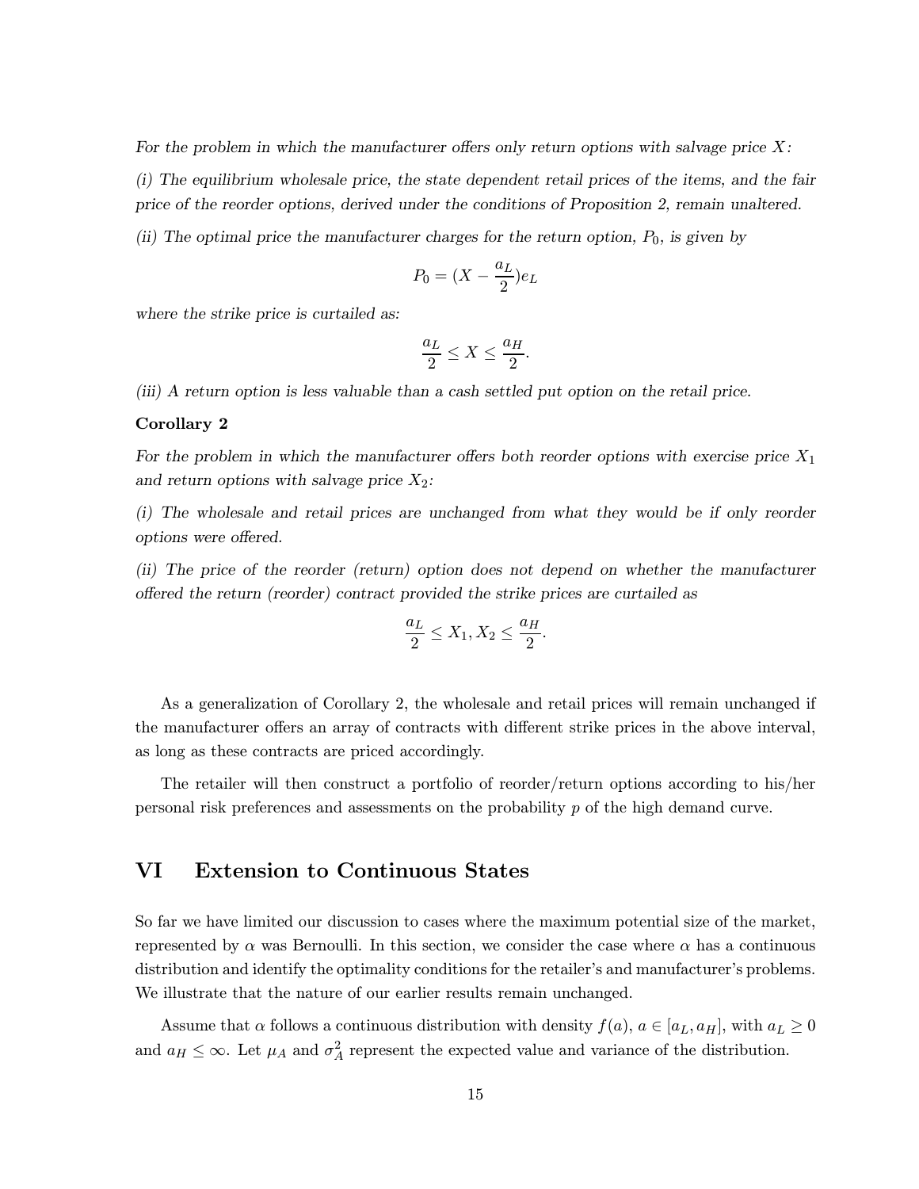*For the problem in which the manufacturer offers only return options with salvage price $X$:*

*(i) The equilibrium wholesale price, the state dependent retail prices of the items, and the fair price of the reorder options, derived under the conditions of Proposition 2, remain unaltered.*

*(ii) The optimal price the manufacturer charges for the return option, $P_0$, is given by*

$$P_0 = (X - \frac{a_L}{2})e_L$$

*where the strike price is curtailed as:*

$$\frac{a_L}{2} \leq X \leq \frac{a_H}{2}.$$

*(iii) A return option is less valuable than a cash settled put option on the retail price.*

**Corollary 2**

*For the problem in which the manufacturer offers both reorder options with exercise price $X_1$ and return options with salvage price $X_2$:*

*(i) The wholesale and retail prices are unchanged from what they would be if only reorder options were offered.*

*(ii) The price of the reorder (return) option does not depend on whether the manufacturer offered the return (reorder) contract provided the strike prices are curtailed as*

$$\frac{a_L}{2} \leq X_1, X_2 \leq \frac{a_H}{2}.$$

As a generalization of Corollary 2, the wholesale and retail prices will remain unchanged if the manufacturer offers an array of contracts with different strike prices in the above interval, as long as these contracts are priced accordingly.

The retailer will then construct a portfolio of reorder/return options according to his/her personal risk preferences and assessments on the probability $p$ of the high demand curve.

## VI Extension to Continuous States

So far we have limited our discussion to cases where the maximum potential size of the market, represented by $\alpha$ was Bernoulli. In this section, we consider the case where $\alpha$ has a continuous distribution and identify the optimality conditions for the retailer's and manufacturer's problems. We illustrate that the nature of our earlier results remain unchanged.

Assume that $\alpha$ follows a continuous distribution with density $f(a)$, $a \in [a_L, a_H]$, with $a_L \geq 0$ and $a_H \leq \infty$. Let $\mu_A$ and $\sigma_A^2$ represent the expected value and variance of the distribution.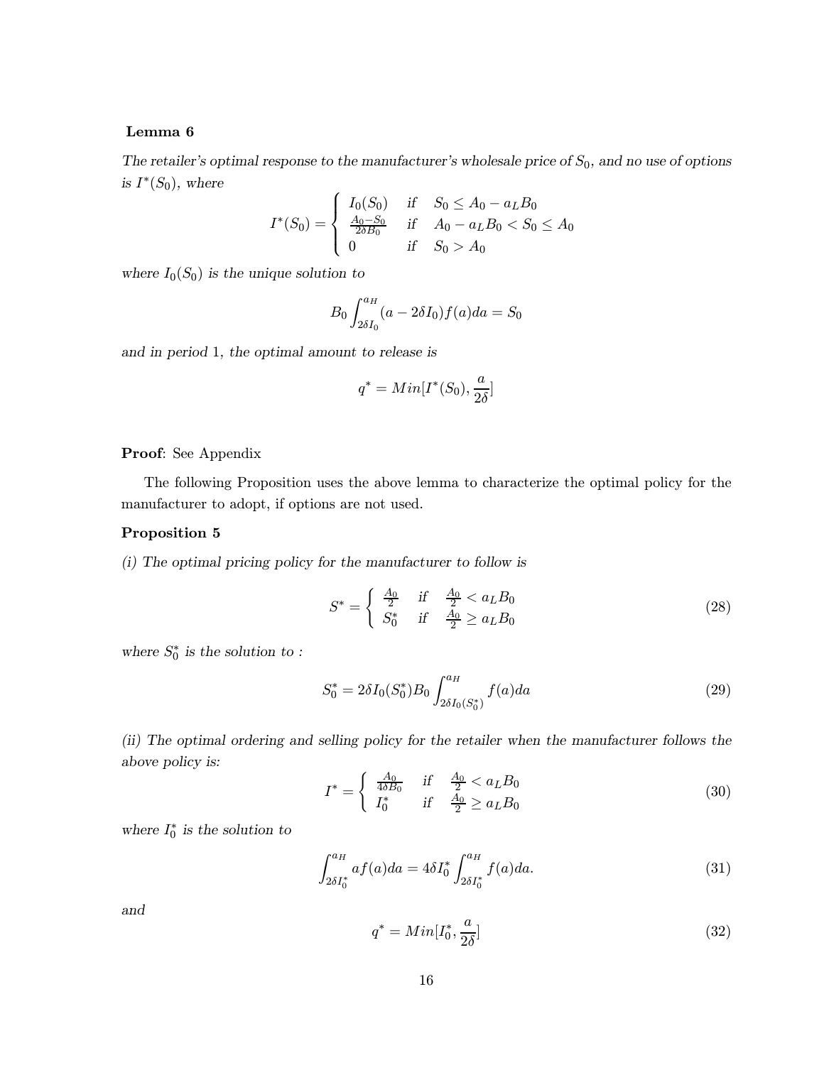**Lemma 6**

*The retailer's optimal response to the manufacturer's wholesale price of $S_0$, and no use of options is $I^*(S_0)$, where*

$$I^*(S_0) = \begin{cases} I_0(S_0) & \text{if} \quad S_0 \leq A_0 - a_L B_0 \\ \frac{A_0 - S_0}{2\delta B_0} & \text{if} \quad A_0 - a_L B_0 < S_0 \leq A_0 \\ 0 & \text{if} \quad S_0 > A_0 \end{cases}$$

*where $I_0(S_0)$ is the unique solution to*

$$B_0 \int_{2\delta I_0}^{a_H} (a - 2\delta I_0) f(a) da = S_0$$

*and in period 1, the optimal amount to release is*

$$q^* = Min[I^*(S_0), \frac{a}{2\delta}]$$

**Proof**: See Appendix

The following Proposition uses the above lemma to characterize the optimal policy for the manufacturer to adopt, if options are not used.

**Proposition 5**

*(i) The optimal pricing policy for the manufacturer to follow is*

$$S^* = \begin{cases} \frac{A_0}{2} & \text{if} \quad \frac{A_0}{2} < a_L B_0 \\ S_0^* & \text{if} \quad \frac{A_0}{2} \geq a_L B_0 \end{cases} \tag{28}$$

*where $S_0^*$ is the solution to :*

$$S_0^* = 2\delta I_0(S_0^*) B_0 \int_{2\delta I_0(S_0^*)}^{a_H} f(a) da \tag{29}$$

*(ii) The optimal ordering and selling policy for the retailer when the manufacturer follows the above policy is:*

$$I^* = \begin{cases} \frac{A_0}{4\delta B_0} & \text{if} \quad \frac{A_0}{2} < a_L B_0 \\ I_0^* & \text{if} \quad \frac{A_0}{2} \geq a_L B_0 \end{cases} \tag{30}$$

*where $I_0^*$ is the solution to*

$$\int_{2\delta I_0^*}^{a_H} a f(a) da = 4\delta I_0^* \int_{2\delta I_0^*}^{a_H} f(a) da. \tag{31}$$

*and*

$$q^* = Min[I_0^*, \frac{a}{2\delta}] \tag{32}$$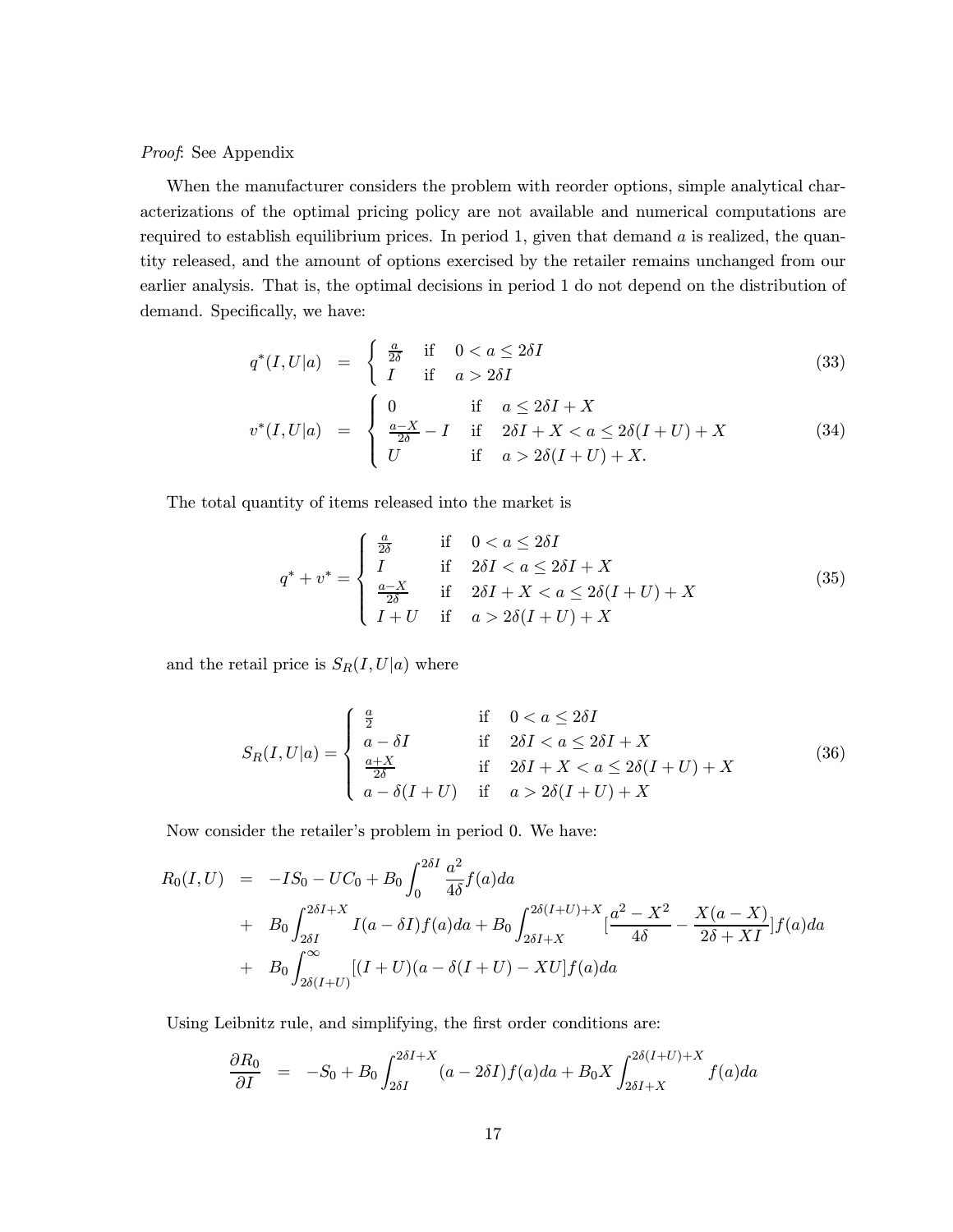*Proof*: See Appendix

When the manufacturer considers the problem with reorder options, simple analytical characterizations of the optimal pricing policy are not available and numerical computations are required to establish equilibrium prices. In period 1, given that demand $a$ is realized, the quantity released, and the amount of options exercised by the retailer remains unchanged from our earlier analysis. That is, the optimal decisions in period 1 do not depend on the distribution of demand. Specifically, we have:

$$q^*(I,U|a) = \begin{cases} \frac{a}{2\delta} & \text{if} \quad 0 < a \leq 2\delta I \\ I & \text{if} \quad a > 2\delta I \end{cases} \tag{33}$$

$$v^*(I,U|a) = \begin{cases} 0 & \text{if} \quad a \leq 2\delta I + X \\ \frac{a-X}{2\delta} - I & \text{if} \quad 2\delta I + X < a \leq 2\delta(I+U) + X \\ U & \text{if} \quad a > 2\delta(I+U) + X. \end{cases} \tag{34}$$

The total quantity of items released into the market is

$$q^* + v^* = \begin{cases} \frac{a}{2\delta} & \text{if} \quad 0 < a \leq 2\delta I \\ I & \text{if} \quad 2\delta I < a \leq 2\delta I + X \\ \frac{a-X}{2\delta} & \text{if} \quad 2\delta I + X < a \leq 2\delta(I+U) + X \\ I+U & \text{if} \quad a > 2\delta(I+U) + X \end{cases} \tag{35}$$

and the retail price is $S_R(I,U|a)$ where

$$S_R(I,U|a) = \begin{cases} \frac{a}{2} & \text{if} \quad 0 < a \leq 2\delta I \\ a - \delta I & \text{if} \quad 2\delta I < a \leq 2\delta I + X \\ \frac{a+X}{2\delta} & \text{if} \quad 2\delta I + X < a \leq 2\delta(I+U) + X \\ a - \delta(I+U) & \text{if} \quad a > 2\delta(I+U) + X \end{cases} \tag{36}$$

Now consider the retailer's problem in period 0. We have:

$$\begin{aligned} R_0(I,U) &= -IS_0 - UC_0 + B_0 \int_0^{2\delta I} \frac{a^2}{4\delta} f(a)da \\ &+ B_0 \int_{2\delta I}^{2\delta I + X} I(a - \delta I) f(a)da + B_0 \int_{2\delta I + X}^{2\delta(I+U)+X} [\frac{a^2 - X^2}{4\delta} - \frac{X(a-X)}{2\delta + XI}] f(a)da \\ &+ B_0 \int_{2\delta(I+U)}^{\infty} [(I+U)(a - \delta(I+U)) - XU] f(a)da \end{aligned}$$

Using Leibnitz rule, and simplifying, the first order conditions are:

$$\frac{\partial R_0}{\partial I} = -S_0 + B_0 \int_{2\delta I}^{2\delta I + X} (a - 2\delta I) f(a)da + B_0 X \int_{2\delta I + X}^{2\delta(I+U)+X} f(a)da$$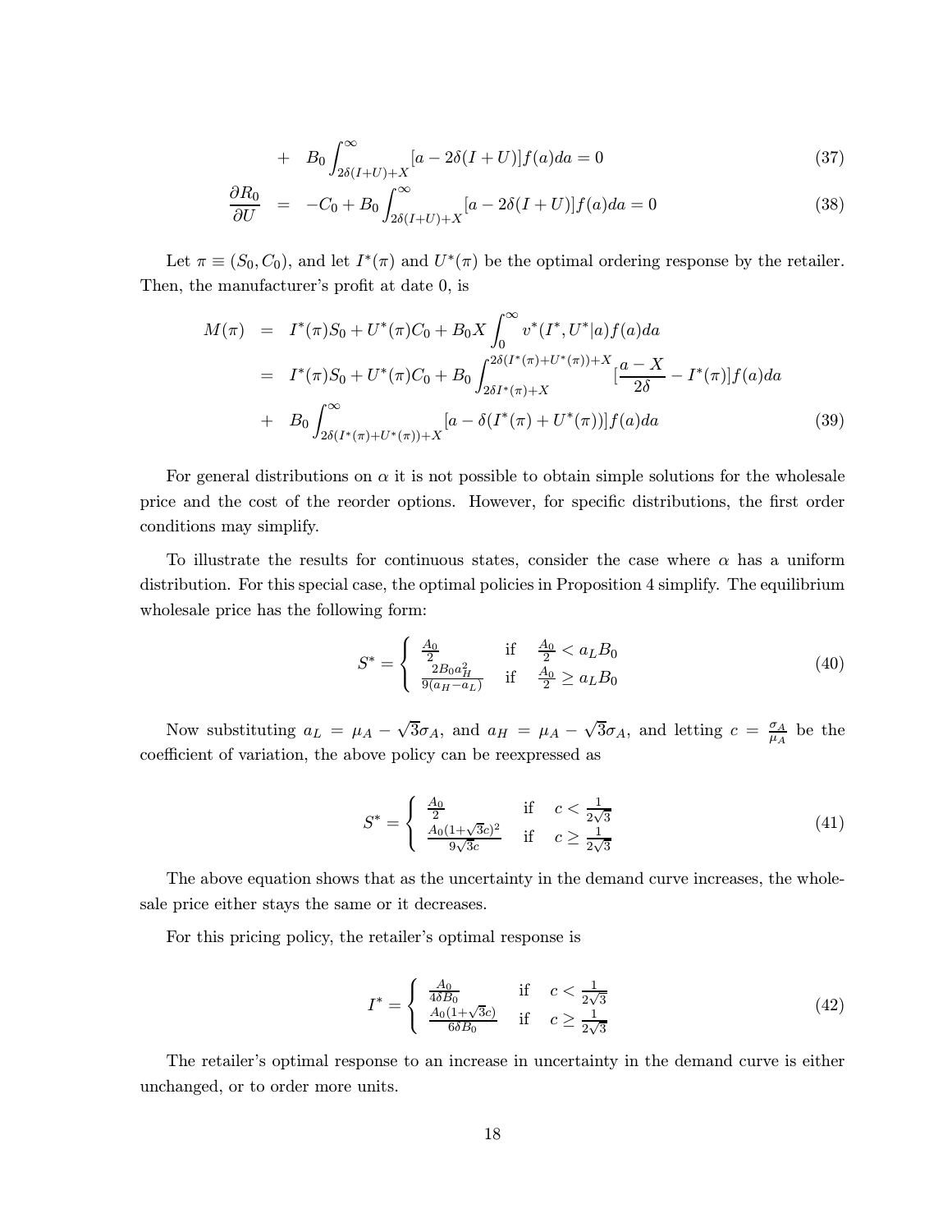$$+ \quad B_0 \int_{2\delta(I+U)+X}^{\infty} [a - 2\delta(I+U)] f(a) da = 0 \tag{37}$$

$$\frac{\partial R_0}{\partial U} = -C_0 + B_0 \int_{2\delta(I+U)+X}^{\infty} [a - 2\delta(I+U)] f(a) da = 0 \tag{38}$$

Let $\pi \equiv (S_0, C_0)$, and let $I^*(\pi)$ and $U^*(\pi)$ be the optimal ordering response by the retailer. Then, the manufacturer's profit at date 0, is

$$\begin{aligned}
M(\pi) &= I^*(\pi) S_0 + U^*(\pi) C_0 + B_0 X \int_0^{\infty} v^*(I^*, U^*|a) f(a) da \\
&= I^*(\pi) S_0 + U^*(\pi) C_0 + B_0 \int_{2\delta I^*(\pi)+X}^{2\delta(I^*(\pi)+U^*(\pi))+X} [\frac{a - X}{2\delta} - I^*(\pi)] f(a) da \\
&+ \quad B_0 \int_{2\delta(I^*(\pi)+U^*(\pi))+X}^{\infty} [a - \delta(I^*(\pi) + U^*(\pi))] f(a) da
\end{aligned} \tag{39}$$

For general distributions on $\alpha$ it is not possible to obtain simple solutions for the wholesale price and the cost of the reorder options. However, for specific distributions, the first order conditions may simplify.

To illustrate the results for continuous states, consider the case where $\alpha$ has a uniform distribution. For this special case, the optimal policies in Proposition 4 simplify. The equilibrium wholesale price has the following form:

$$S^* = \begin{cases} \frac{A_0}{2} & \text{if} \quad \frac{A_0}{2} < a_L B_0 \\ \frac{2B_0 a_H^2}{9(a_H - a_L)} & \text{if} \quad \frac{A_0}{2} \geq a_L B_0 \end{cases} \tag{40}$$

Now substituting $a_L = \mu_A - \sqrt{3}\sigma_A$, and $a_H = \mu_A - \sqrt{3}\sigma_A$, and letting $c = \frac{\sigma_A}{\mu_A}$ be the coefficient of variation, the above policy can be reexpressed as

$$S^* = \begin{cases} \frac{A_0}{2} & \text{if} \quad c < \frac{1}{2\sqrt{3}} \\ \frac{A_0(1+\sqrt{3}c)^2}{9\sqrt{3}c} & \text{if} \quad c \geq \frac{1}{2\sqrt{3}} \end{cases} \tag{41}$$

The above equation shows that as the uncertainty in the demand curve increases, the wholesale price either stays the same or it decreases.

For this pricing policy, the retailer's optimal response is

$$I^* = \begin{cases} \frac{A_0}{4\delta B_0} & \text{if} \quad c < \frac{1}{2\sqrt{3}} \\ \frac{A_0(1+\sqrt{3}c)}{6\delta B_0} & \text{if} \quad c \geq \frac{1}{2\sqrt{3}} \end{cases} \tag{42}$$

The retailer's optimal response to an increase in uncertainty in the demand curve is either unchanged, or to order more units.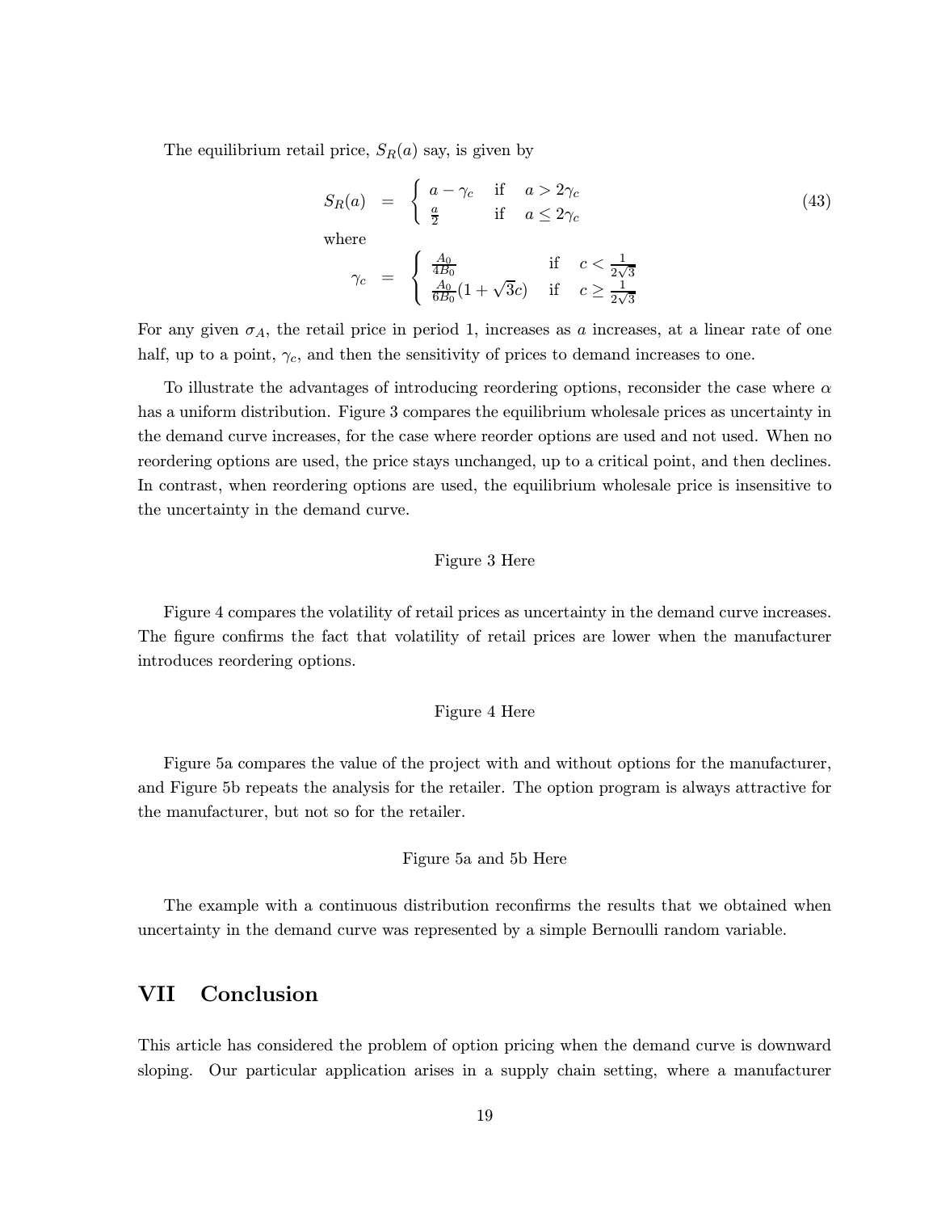The equilibrium retail price, $S_R(a)$ say, is given by

$$
S_R(a) = \begin{cases} a - \gamma_c & \text{if} \quad a > 2\gamma_c \\ \frac{a}{2} & \text{if} \quad a \leq 2\gamma_c \end{cases} \tag{43}
$$

where

$$
\gamma_c = \begin{cases} \frac{A_0}{4B_0} & \text{if} \quad c < \frac{1}{2\sqrt{3}} \\ \frac{A_0}{6B_0}(1+\sqrt{3}c) & \text{if} \quad c \geq \frac{1}{2\sqrt{3}} \end{cases}
$$

For any given $\sigma_A$, the retail price in period 1, increases as $a$ increases, at a linear rate of one half, up to a point, $\gamma_c$, and then the sensitivity of prices to demand increases to one.

To illustrate the advantages of introducing reordering options, reconsider the case where $\alpha$ has a uniform distribution. Figure 3 compares the equilibrium wholesale prices as uncertainty in the demand curve increases, for the case where reorder options are used and not used. When no reordering options are used, the price stays unchanged, up to a critical point, and then declines. In contrast, when reordering options are used, the equilibrium wholesale price is insensitive to the uncertainty in the demand curve.

Figure 3 Here

Figure 4 compares the volatility of retail prices as uncertainty in the demand curve increases. The figure confirms the fact that volatility of retail prices are lower when the manufacturer introduces reordering options.

Figure 4 Here

Figure 5a compares the value of the project with and without options for the manufacturer, and Figure 5b repeats the analysis for the retailer. The option program is always attractive for the manufacturer, but not so for the retailer.

Figure 5a and 5b Here

The example with a continuous distribution reconfirms the results that we obtained when uncertainty in the demand curve was represented by a simple Bernoulli random variable.

# VII Conclusion

This article has considered the problem of option pricing when the demand curve is downward sloping. Our particular application arises in a supply chain setting, where a manufacturer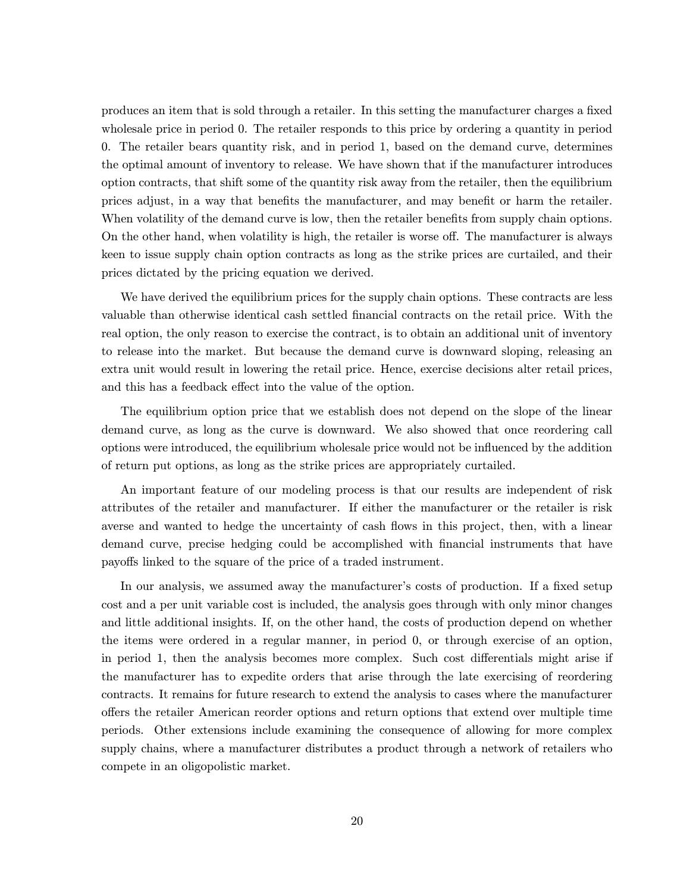produces an item that is sold through a retailer. In this setting the manufacturer charges a fixed wholesale price in period 0. The retailer responds to this price by ordering a quantity in period 0. The retailer bears quantity risk, and in period 1, based on the demand curve, determines the optimal amount of inventory to release. We have shown that if the manufacturer introduces option contracts, that shift some of the quantity risk away from the retailer, then the equilibrium prices adjust, in a way that benefits the manufacturer, and may benefit or harm the retailer. When volatility of the demand curve is low, then the retailer benefits from supply chain options. On the other hand, when volatility is high, the retailer is worse off. The manufacturer is always keen to issue supply chain option contracts as long as the strike prices are curtailed, and their prices dictated by the pricing equation we derived.

We have derived the equilibrium prices for the supply chain options. These contracts are less valuable than otherwise identical cash settled financial contracts on the retail price. With the real option, the only reason to exercise the contract, is to obtain an additional unit of inventory to release into the market. But because the demand curve is downward sloping, releasing an extra unit would result in lowering the retail price. Hence, exercise decisions alter retail prices, and this has a feedback effect into the value of the option.

The equilibrium option price that we establish does not depend on the slope of the linear demand curve, as long as the curve is downward. We also showed that once reordering call options were introduced, the equilibrium wholesale price would not be influenced by the addition of return put options, as long as the strike prices are appropriately curtailed.

An important feature of our modeling process is that our results are independent of risk attributes of the retailer and manufacturer. If either the manufacturer or the retailer is risk averse and wanted to hedge the uncertainty of cash flows in this project, then, with a linear demand curve, precise hedging could be accomplished with financial instruments that have payoffs linked to the square of the price of a traded instrument.

In our analysis, we assumed away the manufacturer's costs of production. If a fixed setup cost and a per unit variable cost is included, the analysis goes through with only minor changes and little additional insights. If, on the other hand, the costs of production depend on whether the items were ordered in a regular manner, in period 0, or through exercise of an option, in period 1, then the analysis becomes more complex. Such cost differentials might arise if the manufacturer has to expedite orders that arise through the late exercising of reordering contracts. It remains for future research to extend the analysis to cases where the manufacturer offers the retailer American reorder options and return options that extend over multiple time periods. Other extensions include examining the consequence of allowing for more complex supply chains, where a manufacturer distributes a product through a network of retailers who compete in an oligopolistic market.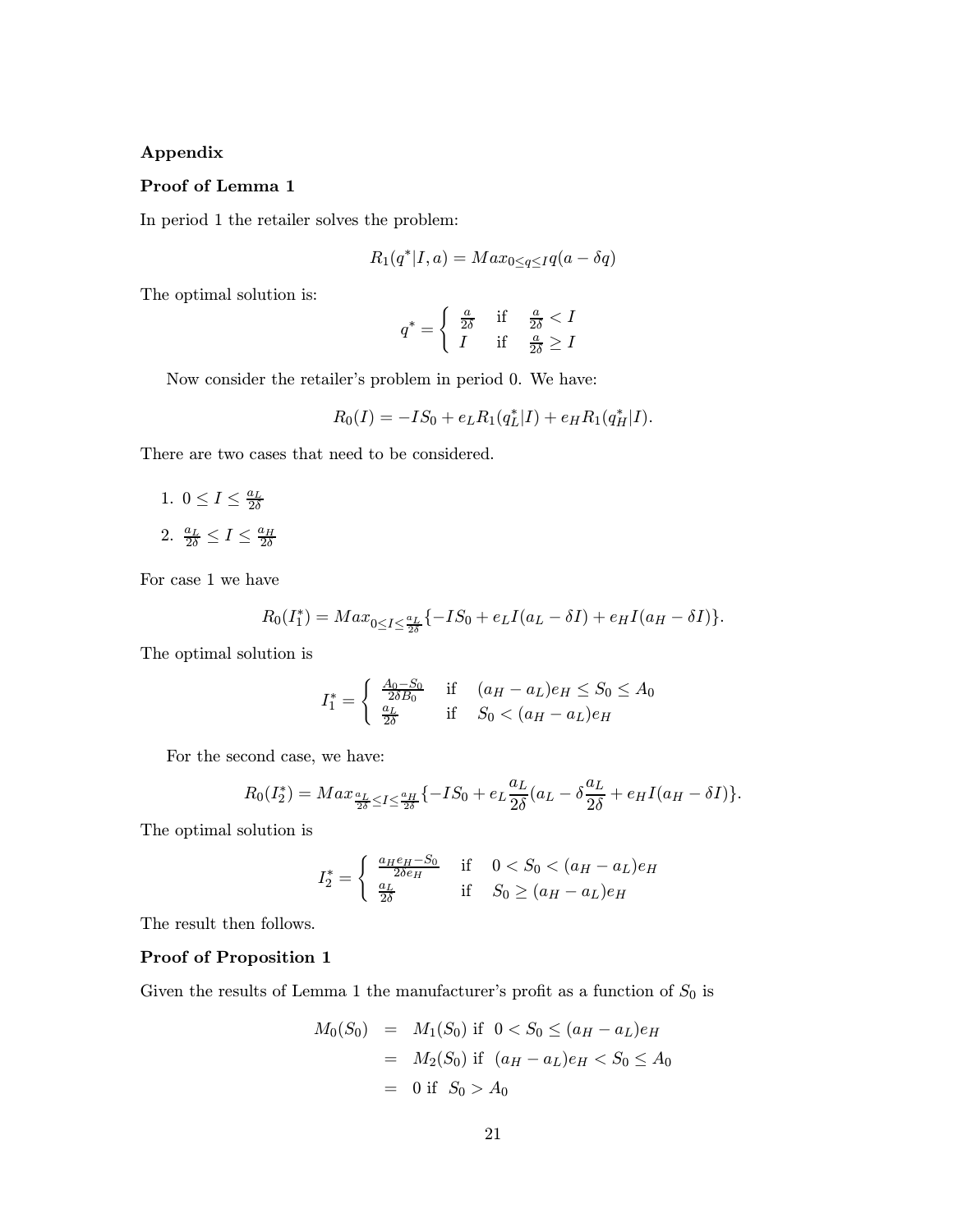## Appendix

### Proof of Lemma 1

In period 1 the retailer solves the problem:

$$R_1(q^*|I,a) = Max_{0 \le q \le I} q(a - \delta q)$$

The optimal solution is:

$$q^* = \begin{cases} \frac{a}{2\delta} & \text{if} \quad \frac{a}{2\delta} < I \\ I & \text{if} \quad \frac{a}{2\delta} \ge I \end{cases}$$

Now consider the retailer's problem in period 0. We have:

$$R_0(I) = -IS_0 + e_L R_1(q_L^*|I) + e_H R_1(q_H^*|I).$$

There are two cases that need to be considered.

1. $0 \le I \le \frac{a_L}{2\delta}$
2. $\frac{a_L}{2\delta} \le I \le \frac{a_H}{2\delta}$

For case 1 we have

$$R_0(I_1^*) = Max_{0 \le I \le \frac{a_L}{2\delta}} \{-IS_0 + e_L I(a_L - \delta I) + e_H I(a_H - \delta I)\}.$$

The optimal solution is

$$I_1^* = \begin{cases} \frac{A_0 - S_0}{2\delta B_0} & \text{if} \quad (a_H - a_L)e_H \le S_0 \le A_0 \\ \frac{a_L}{2\delta} & \text{if} \quad S_0 < (a_H - a_L)e_H \end{cases}$$

For the second case, we have:

$$R_0(I_2^*) = Max_{\frac{a_L}{2\delta} \le I \le \frac{a_H}{2\delta}} \{-IS_0 + e_L \frac{a_L}{2\delta}(a_L - \delta \frac{a_L}{2\delta} + e_H I(a_H - \delta I)\}.$$

The optimal solution is

$$I_2^* = \begin{cases} \frac{a_H e_H - S_0}{2\delta e_H} & \text{if} \quad 0 < S_0 < (a_H - a_L)e_H \\ \frac{a_L}{2\delta} & \text{if} \quad S_0 \ge (a_H - a_L)e_H \end{cases}$$

The result then follows.

### Proof of Proposition 1

Given the results of Lemma 1 the manufacturer's profit as a function of $S_0$ is

$$\begin{aligned} M_0(S_0) &= M_1(S_0) \text{ if } \ 0 < S_0 \le (a_H - a_L)e_H \\ &= M_2(S_0) \text{ if } \ (a_H - a_L)e_H < S_0 \le A_0 \\ &= 0 \text{ if } \ S_0 > A_0 \end{aligned}$$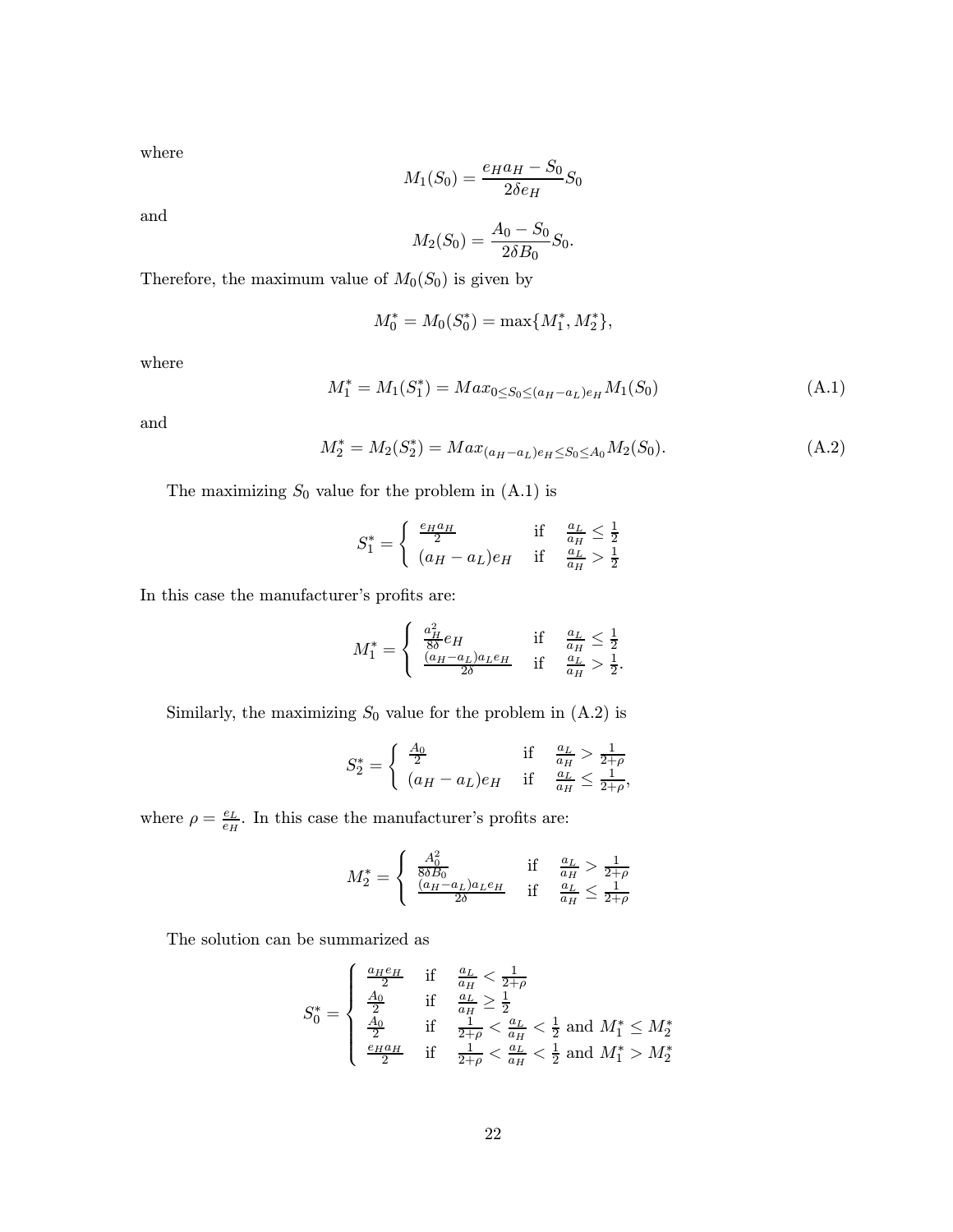where

$$M_1(S_0) = \frac{e_H a_H - S_0}{2\delta e_H} S_0$$

and

$$M_2(S_0) = \frac{A_0 - S_0}{2\delta B_0} S_0.$$

Therefore, the maximum value of $M_0(S_0)$ is given by

$$M_0^* = M_0(S_0^*) = \max\{M_1^*, M_2^*\},$$

where

$$M_1^* = M_1(S_1^*) = Max_{0 \leq S_0 \leq (a_H - a_L)e_H} M_1(S_0) \tag{A.1}$$

and

$$M_2^* = M_2(S_2^*) = Max_{(a_H - a_L)e_H \leq S_0 \leq A_0} M_2(S_0). \tag{A.2}$$

The maximizing $S_0$ value for the problem in (A.1) is

$$S_1^* = \begin{cases} \frac{e_H a_H}{2} & \text{if} \quad \frac{a_L}{a_H} \leq \frac{1}{2} \\ (a_H - a_L)e_H & \text{if} \quad \frac{a_L}{a_H} > \frac{1}{2} \end{cases}$$

In this case the manufacturer's profits are:

$$M_1^* = \begin{cases} \frac{a_H^2}{8\delta} e_H & \text{if} \quad \frac{a_L}{a_H} \leq \frac{1}{2} \\ \frac{(a_H - a_L)a_L e_H}{2\delta} & \text{if} \quad \frac{a_L}{a_H} > \frac{1}{2}. \end{cases}$$

Similarly, the maximizing $S_0$ value for the problem in (A.2) is

$$S_2^* = \begin{cases} \frac{A_0}{2} & \text{if} \quad \frac{a_L}{a_H} > \frac{1}{2+\rho} \\ (a_H - a_L)e_H & \text{if} \quad \frac{a_L}{a_H} \leq \frac{1}{2+\rho}, \end{cases}$$

where $\rho = \frac{e_L}{e_H}$. In this case the manufacturer's profits are:

$$M_2^* = \begin{cases} \frac{A_0^2}{8\delta B_0} & \text{if} \quad \frac{a_L}{a_H} > \frac{1}{2+\rho} \\ \frac{(a_H - a_L)a_L e_H}{2\delta} & \text{if} \quad \frac{a_L}{a_H} \leq \frac{1}{2+\rho} \end{cases}$$

The solution can be summarized as

$$S_0^* = \begin{cases} \frac{a_H e_H}{2} & \text{if} \quad \frac{a_L}{a_H} < \frac{1}{2+\rho} \\ \frac{A_0}{2} & \text{if} \quad \frac{a_L}{a_H} \geq \frac{1}{2} \\ \frac{A_0}{2} & \text{if} \quad \frac{1}{2+\rho} < \frac{a_L}{a_H} < \frac{1}{2} \text{ and } M_1^* \leq M_2^* \\ \frac{e_H a_H}{2} & \text{if} \quad \frac{1}{2+\rho} < \frac{a_L}{a_H} < \frac{1}{2} \text{ and } M_1^* > M_2^* \end{cases}$$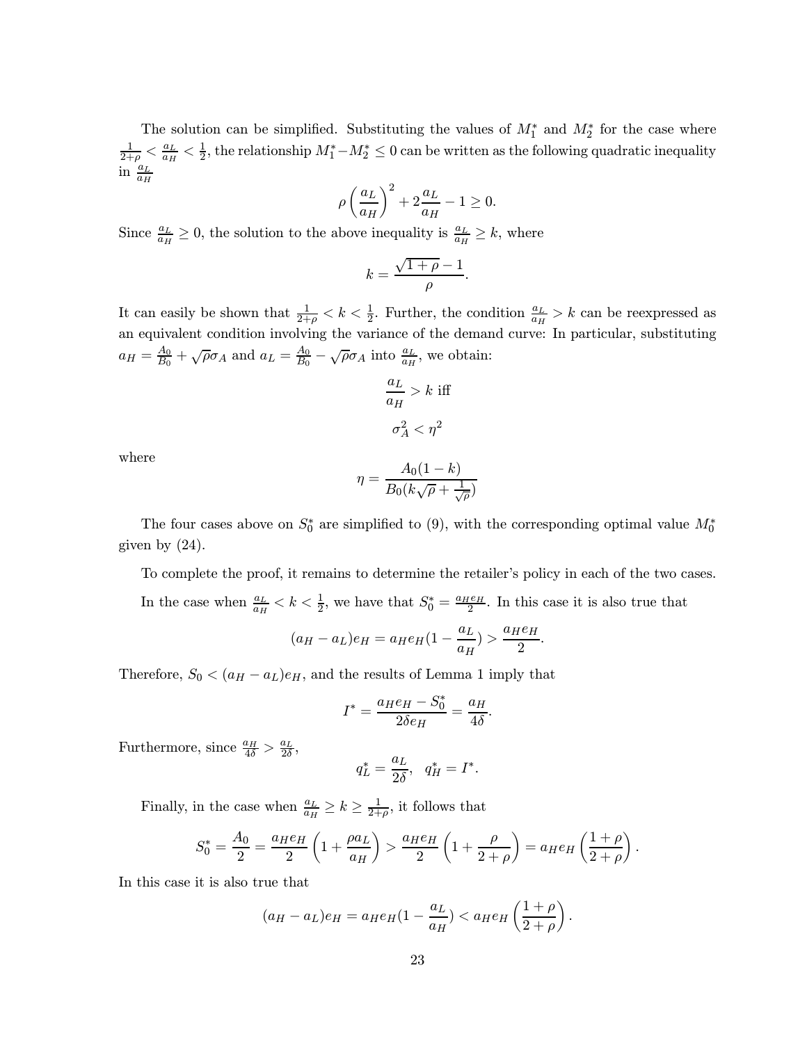The solution can be simplified. Substituting the values of $M_1^*$ and $M_2^*$ for the case where $\frac{1}{2+\rho} < \frac{a_L}{a_H} < \frac{1}{2}$, the relationship $M_1^* - M_2^* \leq 0$ can be written as the following quadratic inequality in $\frac{a_L}{a_H}$

$$\rho \left(\frac{a_L}{a_H}\right)^2 + 2\frac{a_L}{a_H} - 1 \geq 0.$$

Since $\frac{a_L}{a_H} \geq 0$, the solution to the above inequality is $\frac{a_L}{a_H} \geq k$, where

$$k = \frac{\sqrt{1+\rho} - 1}{\rho}.$$

It can easily be shown that $\frac{1}{2+\rho} < k < \frac{1}{2}$. Further, the condition $\frac{a_L}{a_H} > k$ can be reexpressed as an equivalent condition involving the variance of the demand curve: In particular, substituting $a_H = \frac{A_0}{B_0} + \sqrt{\rho}\sigma_A$ and $a_L = \frac{A_0}{B_0} - \sqrt{\rho}\sigma_A$ into $\frac{a_L}{a_H}$, we obtain:

$$\frac{a_L}{a_H} > k \text{ iff}$$

$$\sigma_A^2 < \eta^2$$

where

$$\eta = \frac{A_0(1-k)}{B_0(k\sqrt{\rho} + \frac{1}{\sqrt{\rho}})}$$

The four cases above on $S_0^*$ are simplified to (9), with the corresponding optimal value $M_0^*$ given by (24).

To complete the proof, it remains to determine the retailer's policy in each of the two cases.

In the case when $\frac{a_L}{a_H} < k < \frac{1}{2}$, we have that $S_0^* = \frac{a_H e_H}{2}$. In this case it is also true that

$$(a_H - a_L)e_H = a_H e_H (1 - \frac{a_L}{a_H}) > \frac{a_H e_H}{2}.$$

Therefore, $S_0 < (a_H - a_L)e_H$, and the results of Lemma 1 imply that

$$I^* = \frac{a_H e_H - S_0^*}{2\delta e_H} = \frac{a_H}{4\delta}.$$

Furthermore, since $\frac{a_H}{4\delta} > \frac{a_L}{2\delta}$,

$$q_L^* = \frac{a_L}{2\delta}, \quad q_H^* = I^*.$$

Finally, in the case when $\frac{a_L}{a_H} \geq k \geq \frac{1}{2+\rho}$, it follows that

$$S_0^* = \frac{A_0}{2} = \frac{a_H e_H}{2}\left(1 + \frac{\rho a_L}{a_H}\right) > \frac{a_H e_H}{2}\left(1 + \frac{\rho}{2+\rho}\right) = a_H e_H \left(\frac{1+\rho}{2+\rho}\right).$$

In this case it is also true that

$$(a_H - a_L)e_H = a_H e_H (1 - \frac{a_L}{a_H}) < a_H e_H \left(\frac{1+\rho}{2+\rho}\right).$$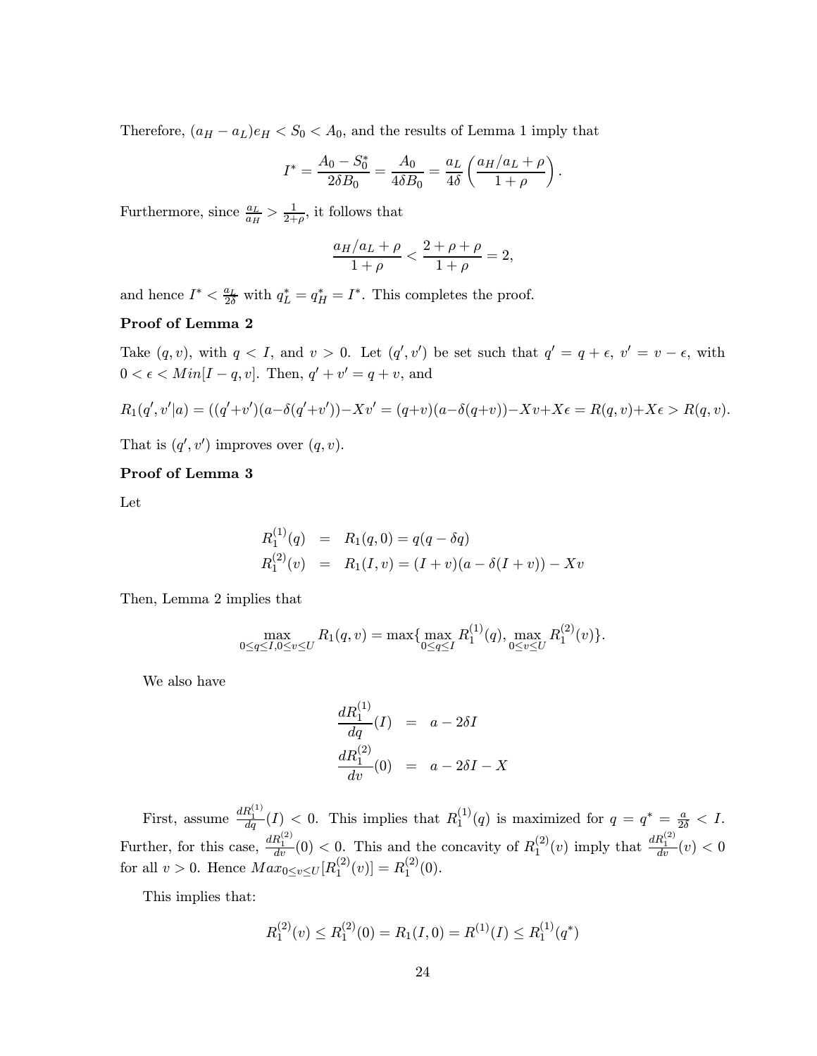Therefore, $(a_H - a_L)e_H < S_0 < A_0$, and the results of Lemma 1 imply that

$$I^* = \frac{A_0 - S_0^*}{2\delta B_0} = \frac{A_0}{4\delta B_0} = \frac{a_L}{4\delta}\left(\frac{a_H/a_L + \rho}{1+\rho}\right).$$

Furthermore, since $\frac{a_L}{a_H} > \frac{1}{2+\rho}$, it follows that

$$\frac{a_H/a_L + \rho}{1+\rho} < \frac{2+\rho+\rho}{1+\rho} = 2,$$

and hence $I^* < \frac{a_L}{2\delta}$ with $q_L^* = q_H^* = I^*$. This completes the proof.

**Proof of Lemma 2**

Take $(q, v)$, with $q < I$, and $v > 0$. Let $(q', v')$ be set such that $q' = q + \epsilon$, $v' = v - \epsilon$, with $0 < \epsilon < Min[I - q, v]$. Then, $q' + v' = q + v$, and

$$R_1(q', v'|a) = ((q'+v')(a-\delta(q'+v')) - Xv' = (q+v)(a-\delta(q+v)) - Xv + X\epsilon = R(q,v) + X\epsilon > R(q,v).$$

That is $(q', v')$ improves over $(q, v)$.

**Proof of Lemma 3**

Let

$$\begin{aligned} R_1^{(1)}(q) &= R_1(q, 0) = q(q - \delta q) \\ R_1^{(2)}(v) &= R_1(I, v) = (I+v)(a - \delta(I+v)) - Xv \end{aligned}$$

Then, Lemma 2 implies that

$$\max_{0 \le q \le I, 0 \le v \le U} R_1(q, v) = \max\{\max_{0 \le q \le I} R_1^{(1)}(q), \max_{0 \le v \le U} R_1^{(2)}(v)\}.$$

We also have

$$\begin{aligned} \frac{dR_1^{(1)}}{dq}(I) &= a - 2\delta I \\ \frac{dR_1^{(2)}}{dv}(0) &= a - 2\delta I - X \end{aligned}$$

First, assume $\frac{dR_1^{(1)}}{dq}(I) < 0$. This implies that $R_1^{(1)}(q)$ is maximized for $q = q^* = \frac{a}{2\delta} < I$. Further, for this case, $\frac{dR_1^{(2)}}{dv}(0) < 0$. This and the concavity of $R_1^{(2)}(v)$ imply that $\frac{dR_1^{(2)}}{dv}(v) < 0$ for all $v > 0$. Hence $Max_{0 \le v \le U}[R_1^{(2)}(v)] = R_1^{(2)}(0)$.

This implies that:

$$R_1^{(2)}(v) \le R_1^{(2)}(0) = R_1(I, 0) = R^{(1)}(I) \le R_1^{(1)}(q^*)$$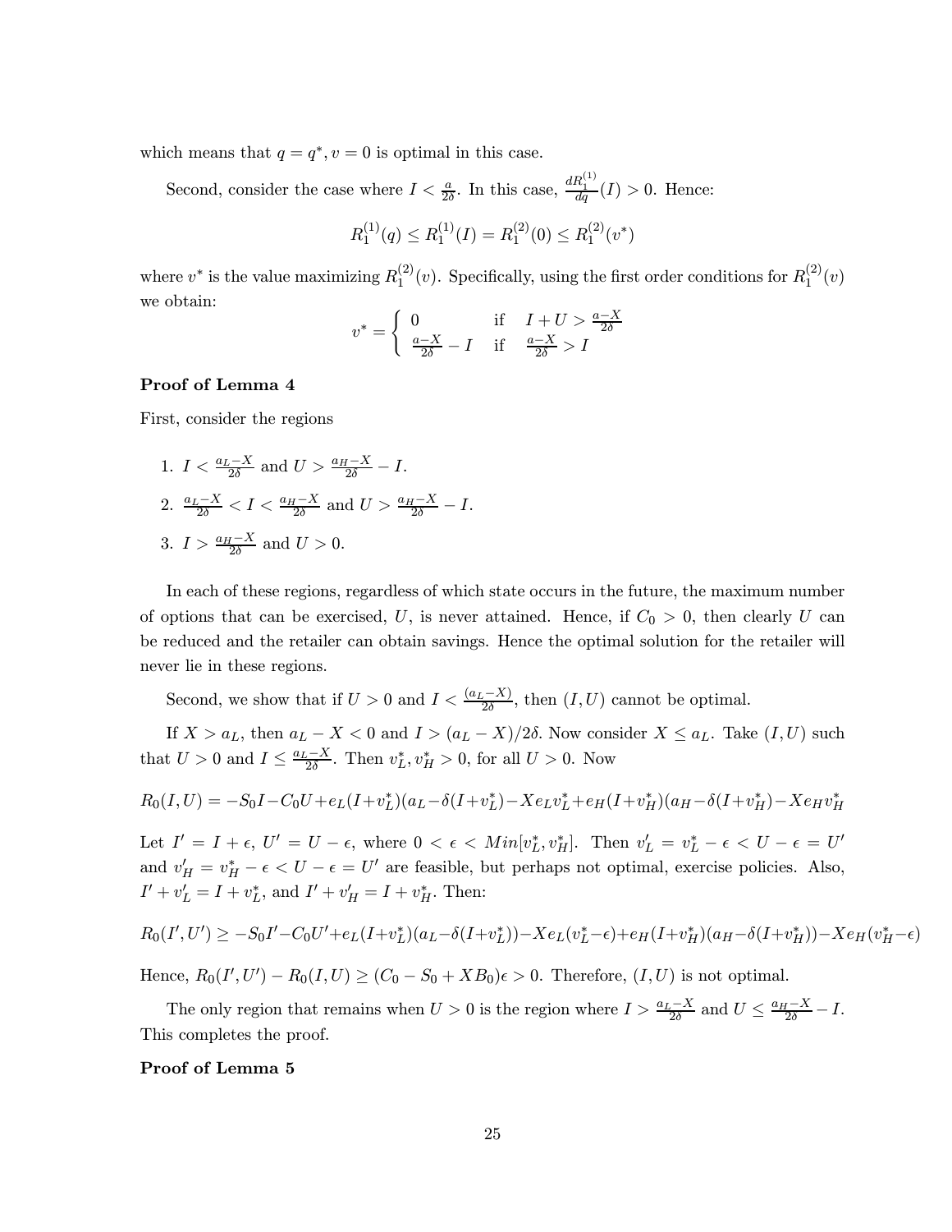which means that $q = q^*, v = 0$ is optimal in this case.

Second, consider the case where $I < \frac{a}{2\delta}$. In this case, $\frac{dR_1^{(1)}}{dq}(I) > 0$. Hence:

$$R_1^{(1)}(q) \leq R_1^{(1)}(I) = R_1^{(2)}(0) \leq R_1^{(2)}(v^*)$$

where $v^*$ is the value maximizing $R_1^{(2)}(v)$. Specifically, using the first order conditions for $R_1^{(2)}(v)$ we obtain:

$$v^* = \begin{cases} 0 & \text{if} \quad I + U > \frac{a-X}{2\delta} \\ \frac{a-X}{2\delta} - I & \text{if} \quad \frac{a-X}{2\delta} > I \end{cases}$$

**Proof of Lemma 4**

First, consider the regions

1. $I < \frac{a_L - X}{2\delta}$ and $U > \frac{a_H - X}{2\delta} - I$.
2. $\frac{a_L - X}{2\delta} < I < \frac{a_H - X}{2\delta}$ and $U > \frac{a_H - X}{2\delta} - I$.
3. $I > \frac{a_H - X}{2\delta}$ and $U > 0$.

In each of these regions, regardless of which state occurs in the future, the maximum number of options that can be exercised, $U$, is never attained. Hence, if $C_0 > 0$, then clearly $U$ can be reduced and the retailer can obtain savings. Hence the optimal solution for the retailer will never lie in these regions.

Second, we show that if $U > 0$ and $I < \frac{(a_L - X)}{2\delta}$, then $(I, U)$ cannot be optimal.

If $X > a_L$, then $a_L - X < 0$ and $I > (a_L - X)/2\delta$. Now consider $X \leq a_L$. Take $(I, U)$ such that $U > 0$ and $I \leq \frac{a_L - X}{2\delta}$. Then $v_L^*, v_H^* > 0$, for all $U > 0$. Now

$$R_0(I,U) = -S_0 I - C_0 U + e_L(I + v_L^*)(a_L - \delta(I + v_L^*)) - X e_L v_L^* + e_H(I + v_H^*)(a_H - \delta(I + v_H^*)) - X e_H v_H^*$$

Let $I' = I + \epsilon$, $U' = U - \epsilon$, where $0 < \epsilon < Min[v_L^*, v_H^*]$. Then $v_L' = v_L^* - \epsilon < U - \epsilon = U'$ and $v_H' = v_H^* - \epsilon < U - \epsilon = U'$ are feasible, but perhaps not optimal, exercise policies. Also, $I' + v_L' = I + v_L^*$, and $I' + v_H' = I + v_H^*$. Then:

$$R_0(I',U') \geq -S_0 I' - C_0 U' + e_L(I + v_L^*)(a_L - \delta(I + v_L^*)) - X e_L(v_L^* - \epsilon) + e_H(I + v_H^*)(a_H - \delta(I + v_H^*)) - X e_H(v_H^* - \epsilon)$$

Hence, $R_0(I',U') - R_0(I,U) \geq (C_0 - S_0 + XB_0)\epsilon > 0$. Therefore, $(I,U)$ is not optimal.

The only region that remains when $U > 0$ is the region where $I > \frac{a_L - X}{2\delta}$ and $U \leq \frac{a_H - X}{2\delta} - I$. This completes the proof.

**Proof of Lemma 5**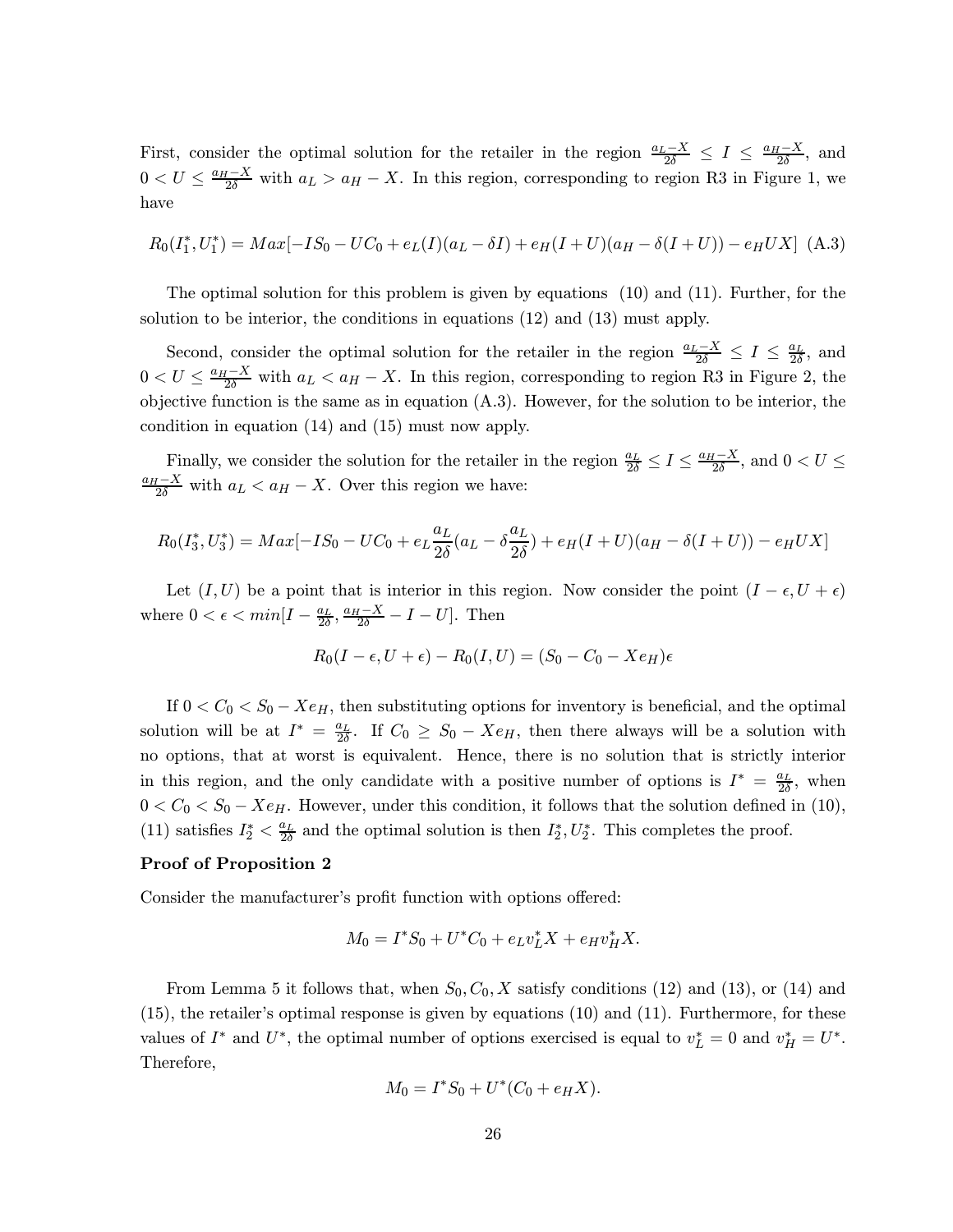First, consider the optimal solution for the retailer in the region $\frac{a_L - X}{2\delta} \leq I \leq \frac{a_H - X}{2\delta}$, and $0 < U \leq \frac{a_H - X}{2\delta}$ with $a_L > a_H - X$. In this region, corresponding to region R3 in Figure 1, we have

$$R_0(I_1^*, U_1^*) = Max[-IS_0 - UC_0 + e_L(I)(a_L - \delta I) + e_H(I+U)(a_H - \delta(I+U)) - e_H UX] \quad \text{(A.3)}$$

The optimal solution for this problem is given by equations (10) and (11). Further, for the solution to be interior, the conditions in equations (12) and (13) must apply.

Second, consider the optimal solution for the retailer in the region $\frac{a_L - X}{2\delta} \leq I \leq \frac{a_L}{2\delta}$, and $0 < U \leq \frac{a_H - X}{2\delta}$ with $a_L < a_H - X$. In this region, corresponding to region R3 in Figure 2, the objective function is the same as in equation (A.3). However, for the solution to be interior, the condition in equation (14) and (15) must now apply.

Finally, we consider the solution for the retailer in the region $\frac{a_L}{2\delta} \leq I \leq \frac{a_H - X}{2\delta}$, and $0 < U \leq \frac{a_H - X}{2\delta}$ with $a_L < a_H - X$. Over this region we have:

$$R_0(I_3^*, U_3^*) = Max[-IS_0 - UC_0 + e_L \frac{a_L}{2\delta}(a_L - \delta \frac{a_L}{2\delta}) + e_H(I+U)(a_H - \delta(I+U)) - e_H UX]$$

Let $(I, U)$ be a point that is interior in this region. Now consider the point $(I - \epsilon, U + \epsilon)$ where $0 < \epsilon < min[I - \frac{a_L}{2\delta}, \frac{a_H - X}{2\delta} - I - U]$. Then

$$R_0(I - \epsilon, U + \epsilon) - R_0(I, U) = (S_0 - C_0 - Xe_H)\epsilon$$

If $0 < C_0 < S_0 - Xe_H$, then substituting options for inventory is beneficial, and the optimal solution will be at $I^* = \frac{a_L}{2\delta}$. If $C_0 \geq S_0 - Xe_H$, then there always will be a solution with no options, that at worst is equivalent. Hence, there is no solution that is strictly interior in this region, and the only candidate with a positive number of options is $I^* = \frac{a_L}{2\delta}$, when $0 < C_0 < S_0 - Xe_H$. However, under this condition, it follows that the solution defined in (10), (11) satisfies $I_2^* < \frac{a_L}{2\delta}$ and the optimal solution is then $I_2^*, U_2^*$. This completes the proof.

**Proof of Proposition 2**

Consider the manufacturer's profit function with options offered:

$$M_0 = I^* S_0 + U^* C_0 + e_L v_L^* X + e_H v_H^* X.$$

From Lemma 5 it follows that, when $S_0, C_0, X$ satisfy conditions (12) and (13), or (14) and (15), the retailer's optimal response is given by equations (10) and (11). Furthermore, for these values of $I^*$ and $U^*$, the optimal number of options exercised is equal to $v_L^* = 0$ and $v_H^* = U^*$. Therefore,

$$M_0 = I^* S_0 + U^*(C_0 + e_H X).$$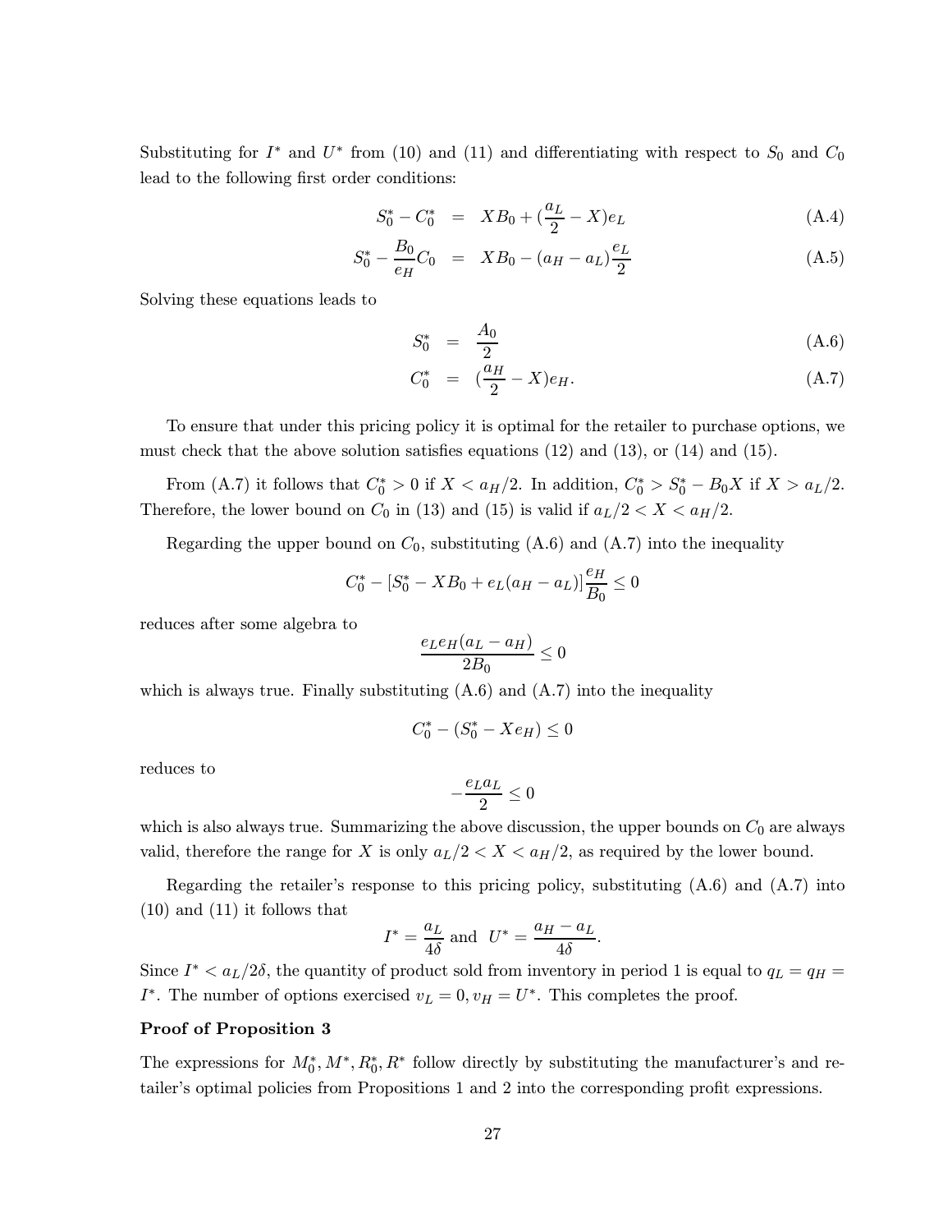Substituting for $I^*$ and $U^*$ from (10) and (11) and differentiating with respect to $S_0$ and $C_0$ lead to the following first order conditions:

$$S_0^* - C_0^* = XB_0 + (\frac{a_L}{2} - X)e_L \tag{A.4}$$

$$S_0^* - \frac{B_0}{e_H}C_0 = XB_0 - (a_H - a_L)\frac{e_L}{2} \tag{A.5}$$

Solving these equations leads to

$$S_0^* = \frac{A_0}{2} \tag{A.6}$$

$$C_0^* = (\frac{a_H}{2} - X)e_H. \tag{A.7}$$

To ensure that under this pricing policy it is optimal for the retailer to purchase options, we must check that the above solution satisfies equations (12) and (13), or (14) and (15).

From (A.7) it follows that $C_0^* > 0$ if $X < a_H/2$. In addition, $C_0^* > S_0^* - B_0X$ if $X > a_L/2$. Therefore, the lower bound on $C_0$ in (13) and (15) is valid if $a_L/2 < X < a_H/2$.

Regarding the upper bound on $C_0$, substituting (A.6) and (A.7) into the inequality

$$C_0^* - [S_0^* - XB_0 + e_L(a_H - a_L)]\frac{e_H}{B_0} \leq 0$$

reduces after some algebra to

$$\frac{e_L e_H(a_L - a_H)}{2B_0} \leq 0$$

which is always true. Finally substituting (A.6) and (A.7) into the inequality

$$C_0^* - (S_0^* - Xe_H) \leq 0$$

reduces to

$$-\frac{e_L a_L}{2} \leq 0$$

which is also always true. Summarizing the above discussion, the upper bounds on $C_0$ are always valid, therefore the range for $X$ is only $a_L/2 < X < a_H/2$, as required by the lower bound.

Regarding the retailer's response to this pricing policy, substituting (A.6) and (A.7) into (10) and (11) it follows that

$$I^* = \frac{a_L}{4\delta} \text{ and } U^* = \frac{a_H - a_L}{4\delta}.$$

Since $I^* < a_L/2\delta$, the quantity of product sold from inventory in period 1 is equal to $q_L = q_H = I^*$. The number of options exercised $v_L = 0, v_H = U^*$. This completes the proof.

**Proof of Proposition 3**

The expressions for $M_0^*, M^*, R_0^*, R^*$ follow directly by substituting the manufacturer's and retailer's optimal policies from Propositions 1 and 2 into the corresponding profit expressions.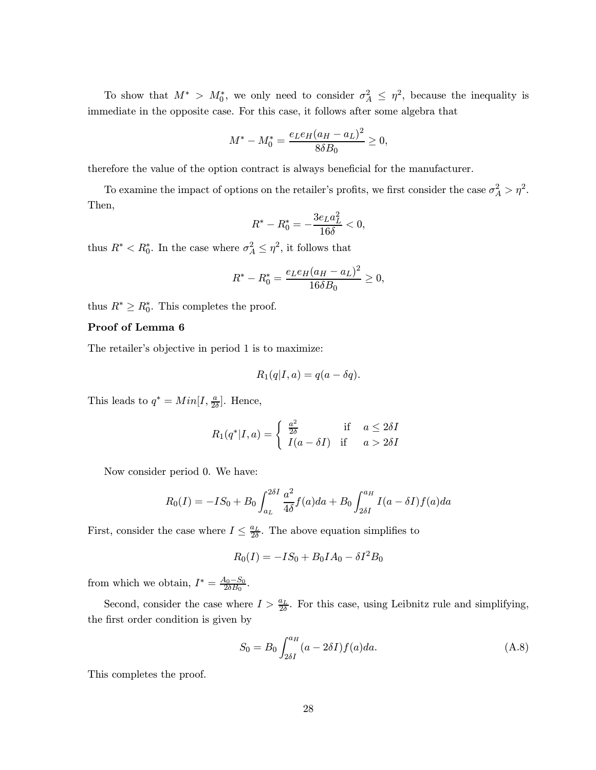To show that $M^* > M_0^*$, we only need to consider $\sigma_A^2 \leq \eta^2$, because the inequality is immediate in the opposite case. For this case, it follows after some algebra that

$$M^* - M_0^* = \frac{e_L e_H (a_H - a_L)^2}{8\delta B_0} \geq 0,$$

therefore the value of the option contract is always beneficial for the manufacturer.

To examine the impact of options on the retailer's profits, we first consider the case $\sigma_A^2 > \eta^2$. Then,

$$R^* - R_0^* = -\frac{3e_L a_L^2}{16\delta} < 0,$$

thus $R^* < R_0^*$. In the case where $\sigma_A^2 \leq \eta^2$, it follows that

$$R^* - R_0^* = \frac{e_L e_H (a_H - a_L)^2}{16\delta B_0} \geq 0,$$

thus $R^* \geq R_0^*$. This completes the proof.

**Proof of Lemma 6**

The retailer's objective in period 1 is to maximize:

$$R_1(q|I, a) = q(a - \delta q).$$

This leads to $q^* = Min[I, \frac{a}{2\delta}]$. Hence,

$$R_1(q^*|I, a) = \begin{cases} \frac{a^2}{2\delta} & \text{if} \quad a \leq 2\delta I \\ I(a - \delta I) & \text{if} \quad a > 2\delta I \end{cases}$$

Now consider period 0. We have:

$$R_0(I) = -IS_0 + B_0 \int_{a_L}^{2\delta I} \frac{a^2}{4\delta} f(a)da + B_0 \int_{2\delta I}^{a_H} I(a - \delta I) f(a)da$$

First, consider the case where $I \leq \frac{a_L}{2\delta}$. The above equation simplifies to

$$R_0(I) = -IS_0 + B_0 I A_0 - \delta I^2 B_0$$

from which we obtain, $I^* = \frac{A_0 - S_0}{2\delta B_0}$.

Second, consider the case where $I > \frac{a_L}{2\delta}$. For this case, using Leibnitz rule and simplifying, the first order condition is given by

$$S_0 = B_0 \int_{2\delta I}^{a_H} (a - 2\delta I) f(a)da. \tag{A.8}$$

This completes the proof.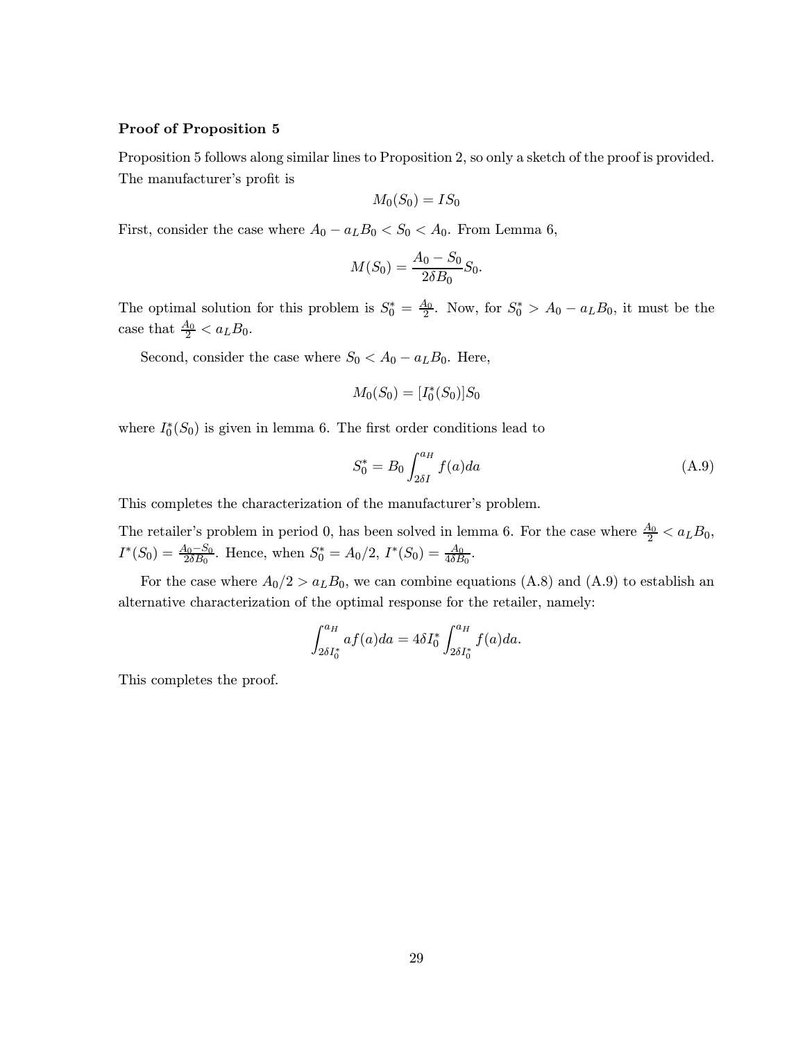**Proof of Proposition 5**

Proposition 5 follows along similar lines to Proposition 2, so only a sketch of the proof is provided. The manufacturer's profit is

$$M_0(S_0) = IS_0$$

First, consider the case where $A_0 - a_L B_0 < S_0 < A_0$. From Lemma 6,

$$M(S_0) = \frac{A_0 - S_0}{2\delta B_0} S_0.$$

The optimal solution for this problem is $S_0^* = \frac{A_0}{2}$. Now, for $S_0^* > A_0 - a_L B_0$, it must be the case that $\frac{A_0}{2} < a_L B_0$.

Second, consider the case where $S_0 < A_0 - a_L B_0$. Here,

$$M_0(S_0) = [I_0^*(S_0)]S_0$$

where $I_0^*(S_0)$ is given in lemma 6. The first order conditions lead to

$$S_0^* = B_0 \int_{2\delta I}^{a_H} f(a)da \tag{A.9}$$

This completes the characterization of the manufacturer's problem.

The retailer's problem in period 0, has been solved in lemma 6. For the case where $\frac{A_0}{2} < a_L B_0$, $I^*(S_0) = \frac{A_0 - S_0}{2\delta B_0}$. Hence, when $S_0^* = A_0/2$, $I^*(S_0) = \frac{A_0}{4\delta B_0}$.

For the case where $A_0/2 > a_L B_0$, we can combine equations (A.8) and (A.9) to establish an alternative characterization of the optimal response for the retailer, namely:

$$\int_{2\delta I_0^*}^{a_H} af(a)da = 4\delta I_0^* \int_{2\delta I_0^*}^{a_H} f(a)da.$$

This completes the proof.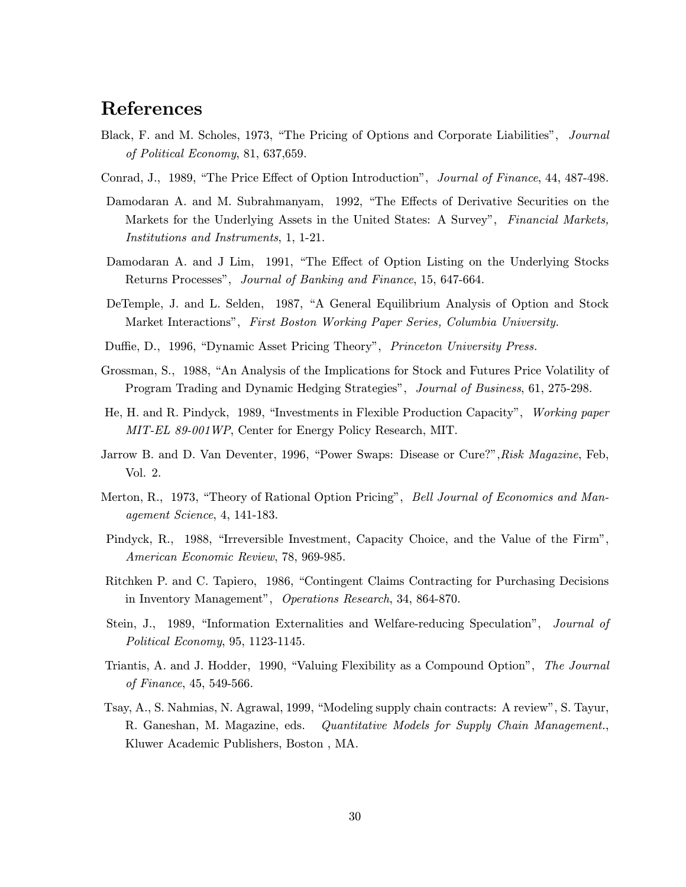## References

Black, F. and M. Scholes, 1973, "The Pricing of Options and Corporate Liabilities", *Journal of Political Economy*, 81, 637,659.

Conrad, J., 1989, "The Price Effect of Option Introduction", *Journal of Finance*, 44, 487-498.

Damodaran A. and M. Subrahmanyam, 1992, "The Effects of Derivative Securities on the Markets for the Underlying Assets in the United States: A Survey", *Financial Markets, Institutions and Instruments*, 1, 1-21.

Damodaran A. and J Lim, 1991, "The Effect of Option Listing on the Underlying Stocks Returns Processes", *Journal of Banking and Finance*, 15, 647-664.

DeTemple, J. and L. Selden, 1987, "A General Equilibrium Analysis of Option and Stock Market Interactions", *First Boston Working Paper Series, Columbia University.*

Duffie, D., 1996, "Dynamic Asset Pricing Theory", *Princeton University Press.*

Grossman, S., 1988, "An Analysis of the Implications for Stock and Futures Price Volatility of Program Trading and Dynamic Hedging Strategies", *Journal of Business*, 61, 275-298.

He, H. and R. Pindyck, 1989, "Investments in Flexible Production Capacity", *Working paper MIT-EL 89-001WP*, Center for Energy Policy Research, MIT.

Jarrow B. and D. Van Deventer, 1996, "Power Swaps: Disease or Cure?",*Risk Magazine*, Feb, Vol. 2.

Merton, R., 1973, "Theory of Rational Option Pricing", *Bell Journal of Economics and Management Science*, 4, 141-183.

Pindyck, R., 1988, "Irreversible Investment, Capacity Choice, and the Value of the Firm", *American Economic Review*, 78, 969-985.

Ritchken P. and C. Tapiero, 1986, "Contingent Claims Contracting for Purchasing Decisions in Inventory Management", *Operations Research*, 34, 864-870.

Stein, J., 1989, "Information Externalities and Welfare-reducing Speculation", *Journal of Political Economy*, 95, 1123-1145.

Triantis, A. and J. Hodder, 1990, "Valuing Flexibility as a Compound Option", *The Journal of Finance*, 45, 549-566.

Tsay, A., S. Nahmias, N. Agrawal, 1999, "Modeling supply chain contracts: A review", S. Tayur, R. Ganeshan, M. Magazine, eds. *Quantitative Models for Supply Chain Management.*, Kluwer Academic Publishers, Boston , MA.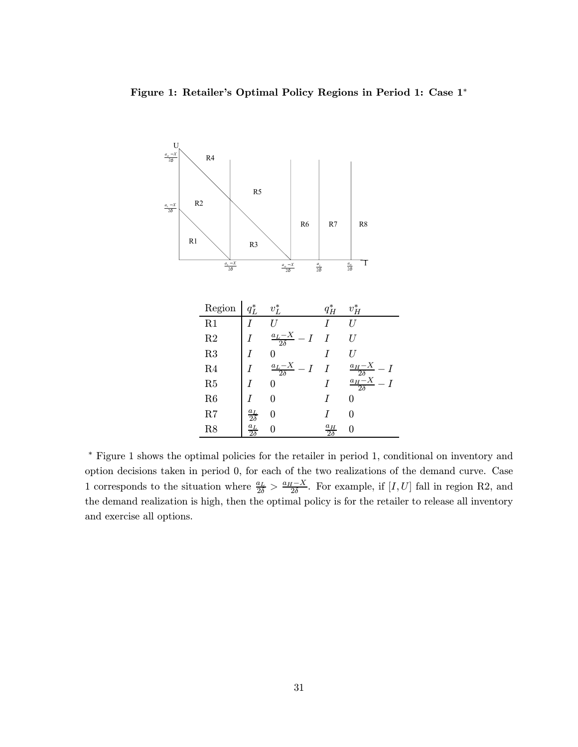**Figure 1: Retailer's Optimal Policy Regions in Period 1: Case 1***

| Region | $q_L^*$ | $v_L^*$ | $q_H^*$ | $v_H^*$ |
|---|---|---|---|---|
| R1 | $I$ | $U$ | $I$ | $U$ |
| R2 | $I$ | $\frac{a_L - X}{2\delta} - I$ | $I$ | $U$ |
| R3 | $I$ | $0$ | $I$ | $U$ |
| R4 | $I$ | $\frac{a_L - X}{2\delta} - I$ | $I$ | $\frac{a_H - X}{2\delta} - I$ |
| R5 | $I$ | $0$ | $I$ | $\frac{a_H - X}{2\delta} - I$ |
| R6 | $I$ | $0$ | $I$ | $0$ |
| R7 | $\frac{a_L}{2\delta}$ | $0$ | $I$ | $0$ |
| R8 | $\frac{a_L}{2\delta}$ | $0$ | $\frac{a_H}{2\delta}$ | $0$ |

\* Figure 1 shows the optimal policies for the retailer in period 1, conditional on inventory and option decisions taken in period 0, for each of the two realizations of the demand curve. Case 1 corresponds to the situation where $\frac{a_L}{2\delta} > \frac{a_H - X}{2\delta}$. For example, if $[I, U]$ fall in region R2, and the demand realization is high, then the optimal policy is for the retailer to release all inventory and exercise all options.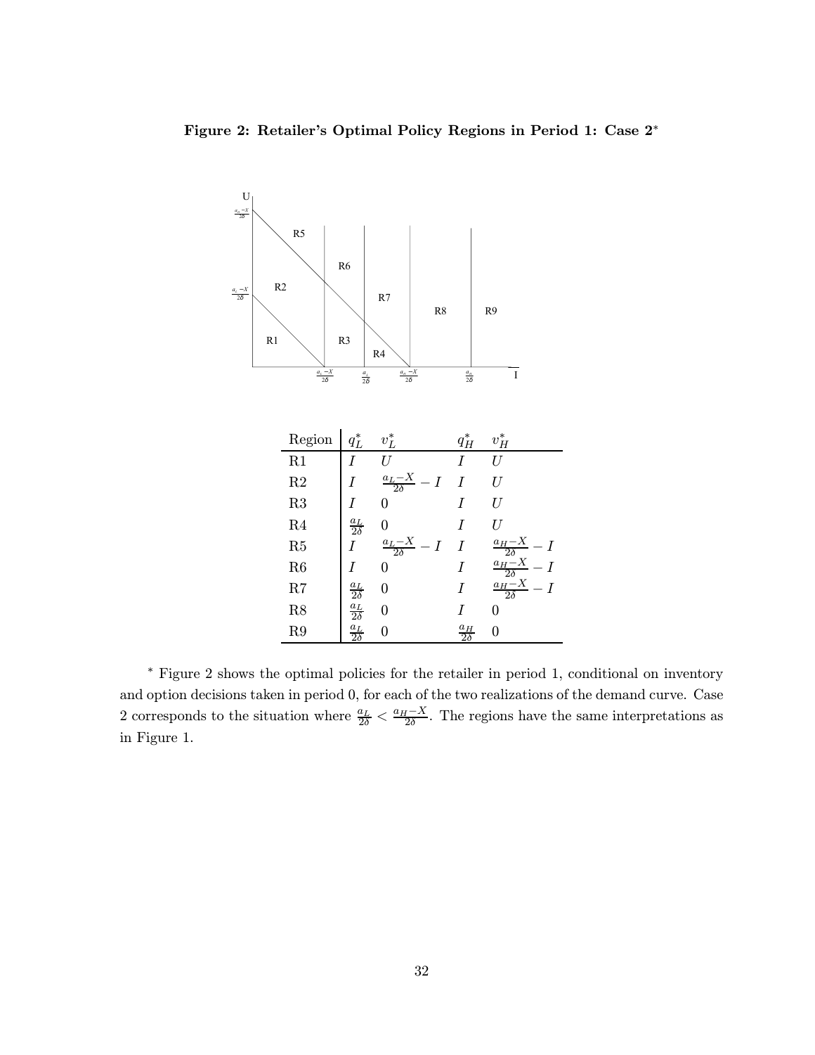**Figure 2: Retailer's Optimal Policy Regions in Period 1: Case 2***

| Region | $q_L^*$ | $v_L^*$ | $q_H^*$ | $v_H^*$ |
|---|---|---|---|---|
| R1 | $I$ | $U$ | $I$ | $U$ |
| R2 | $I$ | $\frac{a_L - X}{2\delta} - I$ | $I$ | $U$ |
| R3 | $I$ | $0$ | $I$ | $U$ |
| R4 | $\frac{a_L}{2\delta}$ | $0$ | $I$ | $U$ |
| R5 | $I$ | $\frac{a_L - X}{2\delta} - I$ | $I$ | $\frac{a_H - X}{2\delta} - I$ |
| R6 | $I$ | $0$ | $I$ | $\frac{a_H - X}{2\delta} - I$ |
| R7 | $\frac{a_L}{2\delta}$ | $0$ | $I$ | $\frac{a_H - X}{2\delta} - I$ |
| R8 | $\frac{a_L}{2\delta}$ | $0$ | $I$ | $0$ |
| R9 | $\frac{a_L}{2\delta}$ | $0$ | $\frac{a_H}{2\delta}$ | $0$ |

* Figure 2 shows the optimal policies for the retailer in period 1, conditional on inventory and option decisions taken in period 0, for each of the two realizations of the demand curve. Case 2 corresponds to the situation where $\frac{a_L}{2\delta} < \frac{a_H - X}{2\delta}$. The regions have the same interpretations as in Figure 1.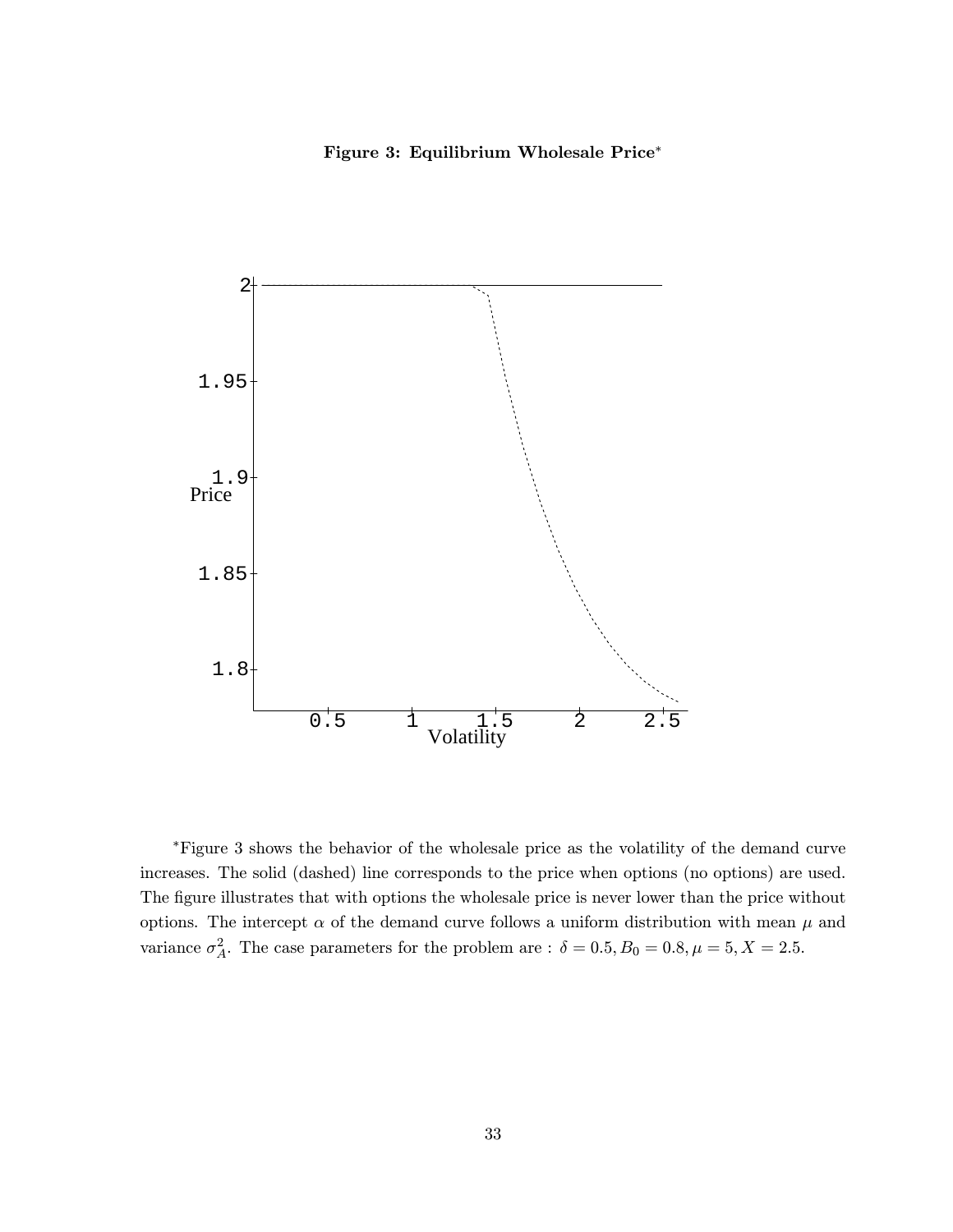**Figure 3: Equilibrium Wholesale Price***

*Figure 3 shows the behavior of the wholesale price as the volatility of the demand curve increases. The solid (dashed) line corresponds to the price when options (no options) are used. The figure illustrates that with options the wholesale price is never lower than the price without options. The intercept $\alpha$ of the demand curve follows a uniform distribution with mean $\mu$ and variance $\sigma_A^2$. The case parameters for the problem are : $\delta = 0.5, B_0 = 0.8, \mu = 5, X = 2.5$.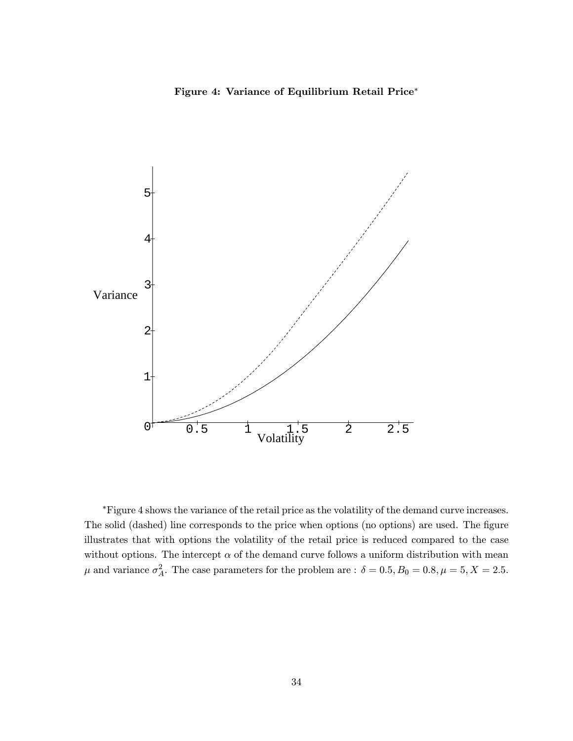**Figure 4: Variance of Equilibrium Retail Price***

*Figure 4 shows the variance of the retail price as the volatility of the demand curve increases. The solid (dashed) line corresponds to the price when options (no options) are used. The figure illustrates that with options the volatility of the retail price is reduced compared to the case without options. The intercept $\alpha$ of the demand curve follows a uniform distribution with mean $\mu$ and variance $\sigma_A^2$. The case parameters for the problem are : $\delta = 0.5, B_0 = 0.8, \mu = 5, X = 2.5$.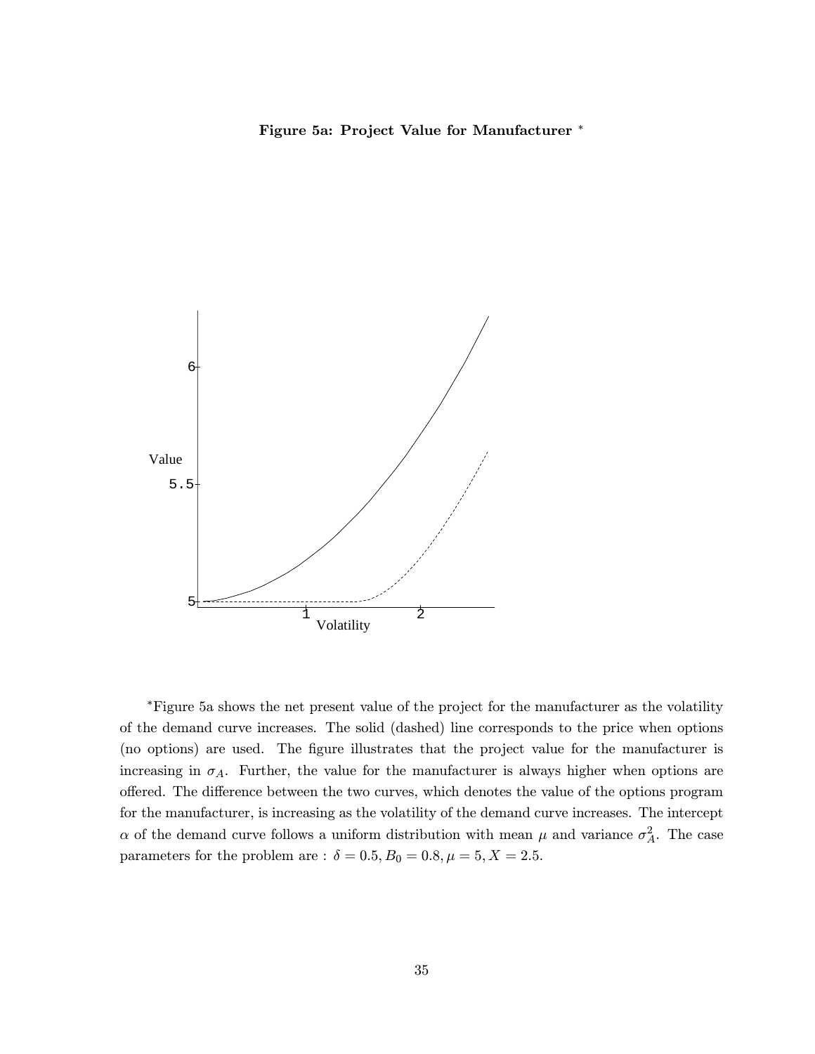**Figure 5a: Project Value for Manufacturer** *

*Figure 5a shows the net present value of the project for the manufacturer as the volatility of the demand curve increases. The solid (dashed) line corresponds to the price when options (no options) are used. The figure illustrates that the project value for the manufacturer is increasing in $\sigma_A$. Further, the value for the manufacturer is always higher when options are offered. The difference between the two curves, which denotes the value of the options program for the manufacturer, is increasing as the volatility of the demand curve increases. The intercept $\alpha$ of the demand curve follows a uniform distribution with mean $\mu$ and variance $\sigma_A^2$. The case parameters for the problem are : $\delta = 0.5, B_0 = 0.8, \mu = 5, X = 2.5$.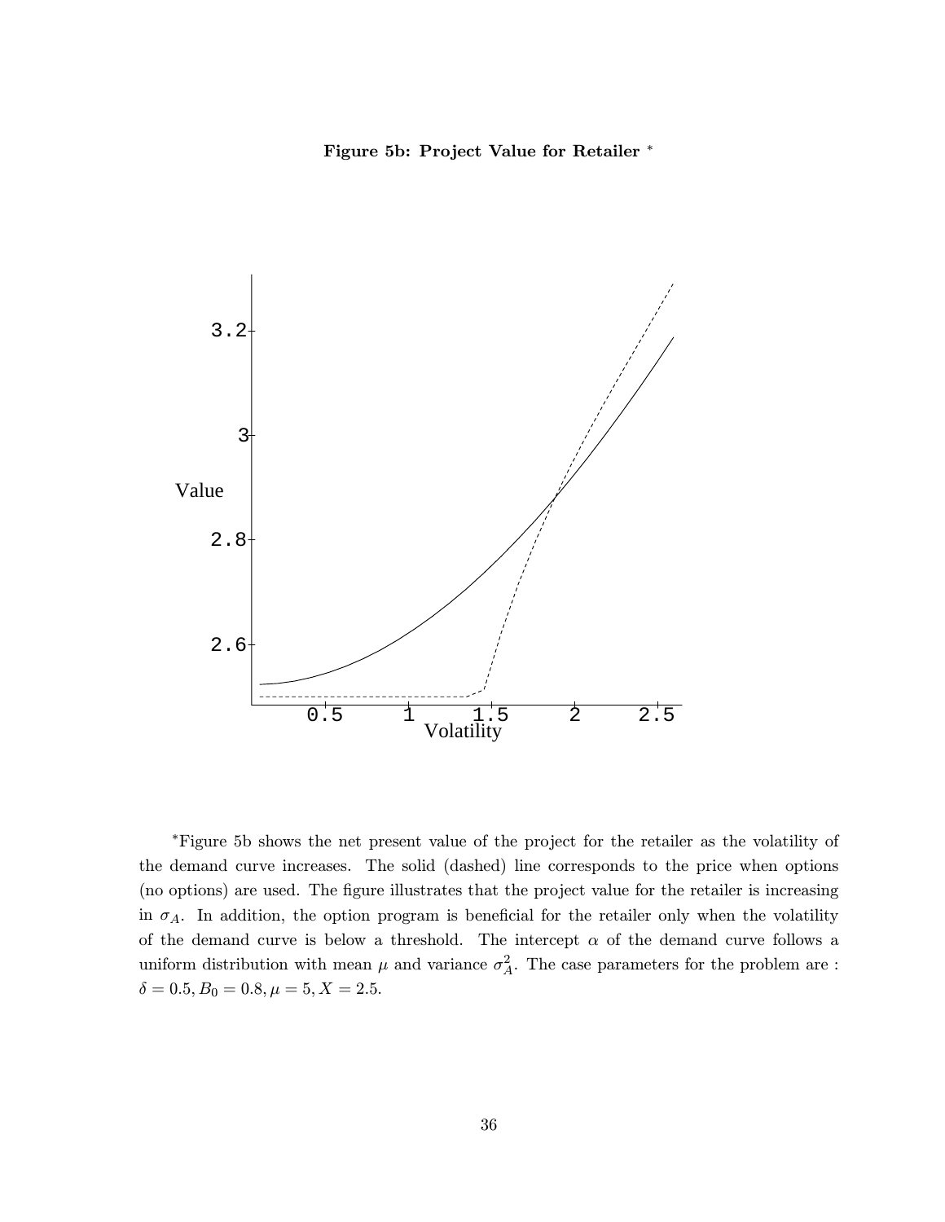**Figure 5b: Project Value for Retailer** *

Value

3.2

3

2.8

2.6

0.5

1

1.5

2

2.5

Volatility

*Figure 5b shows the net present value of the project for the retailer as the volatility of the demand curve increases. The solid (dashed) line corresponds to the price when options (no options) are used. The figure illustrates that the project value for the retailer is increasing in $\sigma_A$. In addition, the option program is beneficial for the retailer only when the volatility of the demand curve is below a threshold. The intercept $\alpha$ of the demand curve follows a uniform distribution with mean $\mu$ and variance $\sigma_A^2$. The case parameters for the problem are : $\delta = 0.5, B_0 = 0.8, \mu = 5, X = 2.5$.